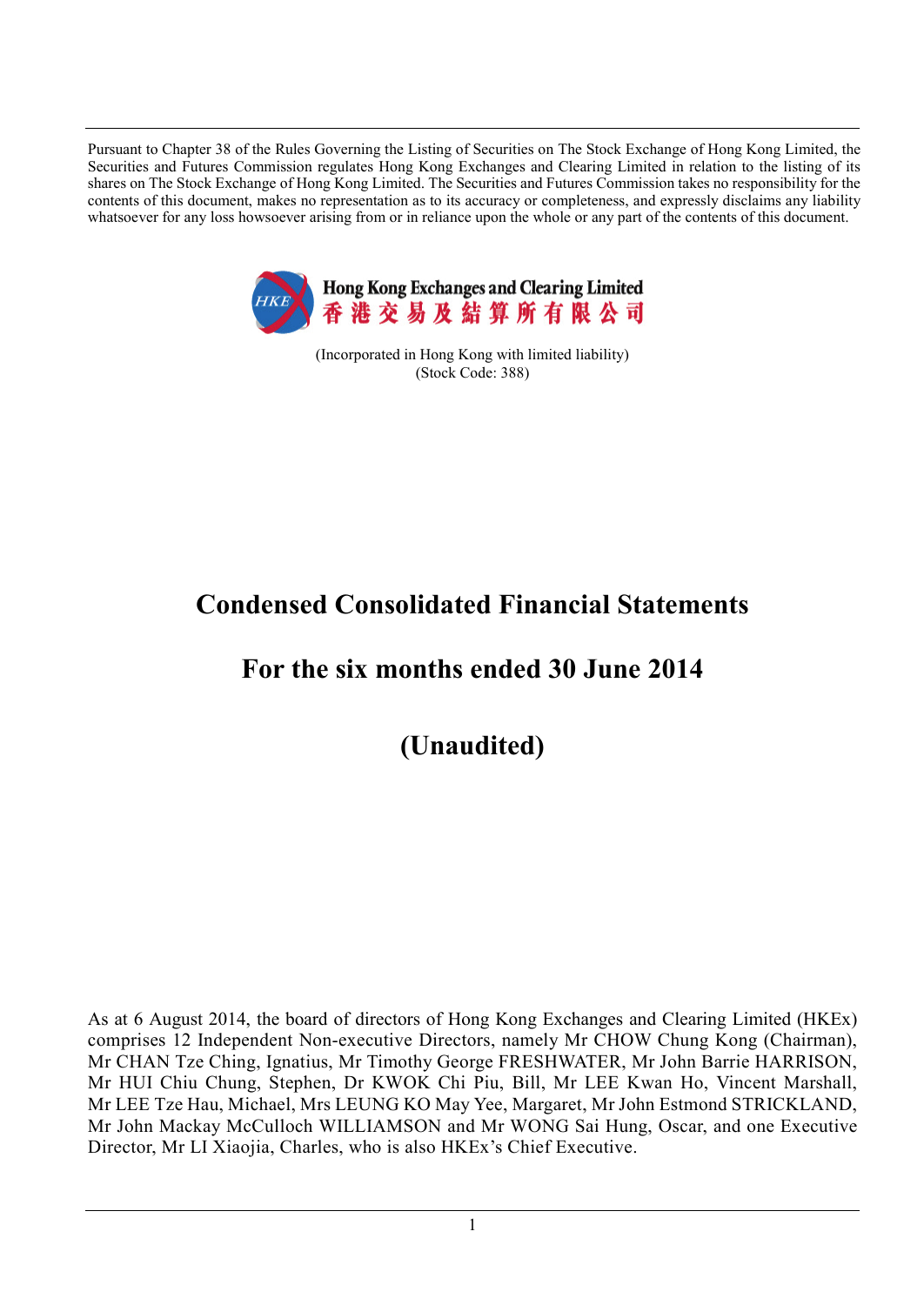Pursuant to Chapter 38 of the Rules Governing the Listing of Securities on The Stock Exchange of Hong Kong Limited, the Securities and Futures Commission regulates Hong Kong Exchanges and Clearing Limited in relation to the listing of its shares on The Stock Exchange of Hong Kong Limited. The Securities and Futures Commission takes no responsibility for the contents of this document, makes no representation as to its accuracy or completeness, and expressly disclaims any liability whatsoever for any loss howsoever arising from or in reliance upon the whole or any part of the contents of this document.

**Hong Kong Exchanges and Clearing Limited**
**香港交易及結算所有限公司**

(Incorporated in Hong Kong with limited liability)
(Stock Code: 388)

# Condensed Consolidated Financial Statements

# For the six months ended 30 June 2014

# (Unaudited)

As at 6 August 2014, the board of directors of Hong Kong Exchanges and Clearing Limited (HKEx) comprises 12 Independent Non-executive Directors, namely Mr CHOW Chung Kong (Chairman), Mr CHAN Tze Ching, Ignatius, Mr Timothy George FRESHWATER, Mr John Barrie HARRISON, Mr HUI Chiu Chung, Stephen, Dr KWOK Chi Piu, Bill, Mr LEE Kwan Ho, Vincent Marshall, Mr LEE Tze Hau, Michael, Mrs LEUNG KO May Yee, Margaret, Mr John Estmond STRICKLAND, Mr John Mackay McCulloch WILLIAMSON and Mr WONG Sai Hung, Oscar, and one Executive Director, Mr LI Xiaojia, Charles, who is also HKEx's Chief Executive.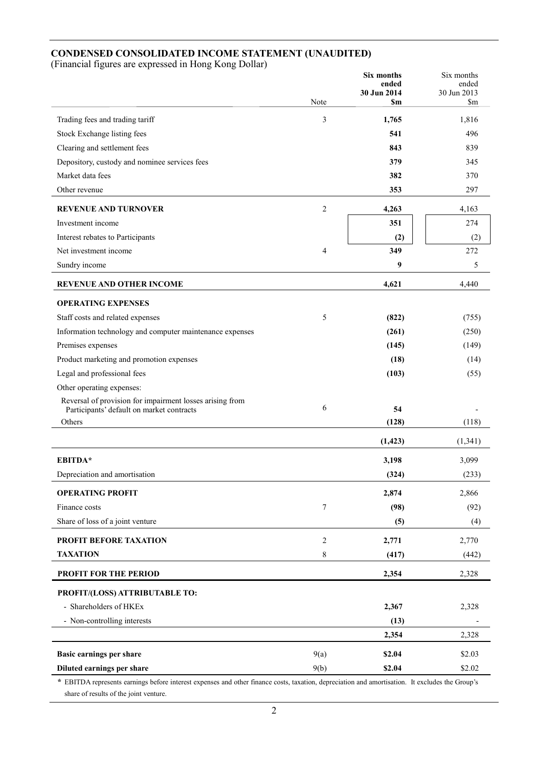## CONDENSED CONSOLIDATED INCOME STATEMENT (UNAUDITED)

(Financial figures are expressed in Hong Kong Dollar)

| | Note | **Six months ended 30 Jun 2014 $m** | Six months ended 30 Jun 2013 $m |
|---|---|---|---|
| Trading fees and trading tariff | 3 | **1,765** | 1,816 |
| Stock Exchange listing fees | | **541** | 496 |
| Clearing and settlement fees | | **843** | 839 |
| Depository, custody and nominee services fees | | **379** | 345 |
| Market data fees | | **382** | 370 |
| Other revenue | | **353** | 297 |
| **REVENUE AND TURNOVER** | 2 | **4,263** | 4,163 |
| Investment income | | **351** | 274 |
| Interest rebates to Participants | | **(2)** | (2) |
| Net investment income | 4 | **349** | 272 |
| Sundry income | | **9** | 5 |
| **REVENUE AND OTHER INCOME** | | **4,621** | 4,440 |
| **OPERATING EXPENSES** | | | |
| Staff costs and related expenses | 5 | **(822)** | (755) |
| Information technology and computer maintenance expenses | | **(261)** | (250) |
| Premises expenses | | **(145)** | (149) |
| Product marketing and promotion expenses | | **(18)** | (14) |
| Legal and professional fees | | **(103)** | (55) |
| Other operating expenses: | | | |
| Reversal of provision for impairment losses arising from Participants' default on market contracts | 6 | **54** | - |
| Others | | **(128)** | (118) |
| | | **(1,423)** | (1,341) |
| **EBITDA*** | | **3,198** | 3,099 |
| Depreciation and amortisation | | **(324)** | (233) |
| **OPERATING PROFIT** | | **2,874** | 2,866 |
| Finance costs | 7 | **(98)** | (92) |
| Share of loss of a joint venture | | **(5)** | (4) |
| **PROFIT BEFORE TAXATION** | 2 | **2,771** | 2,770 |
| **TAXATION** | 8 | **(417)** | (442) |
| **PROFIT FOR THE PERIOD** | | **2,354** | 2,328 |
| **PROFIT/(LOSS) ATTRIBUTABLE TO:** | | | |
| - Shareholders of HKEx | | **2,367** | 2,328 |
| - Non-controlling interests | | **(13)** | - |
| | | **2,354** | 2,328 |
| **Basic earnings per share** | 9(a) | **$2.04** | $2.03 |
| **Diluted earnings per share** | 9(b) | **$2.04** | $2.02 |

* EBITDA represents earnings before interest expenses and other finance costs, taxation, depreciation and amortisation. It excludes the Group's share of results of the joint venture.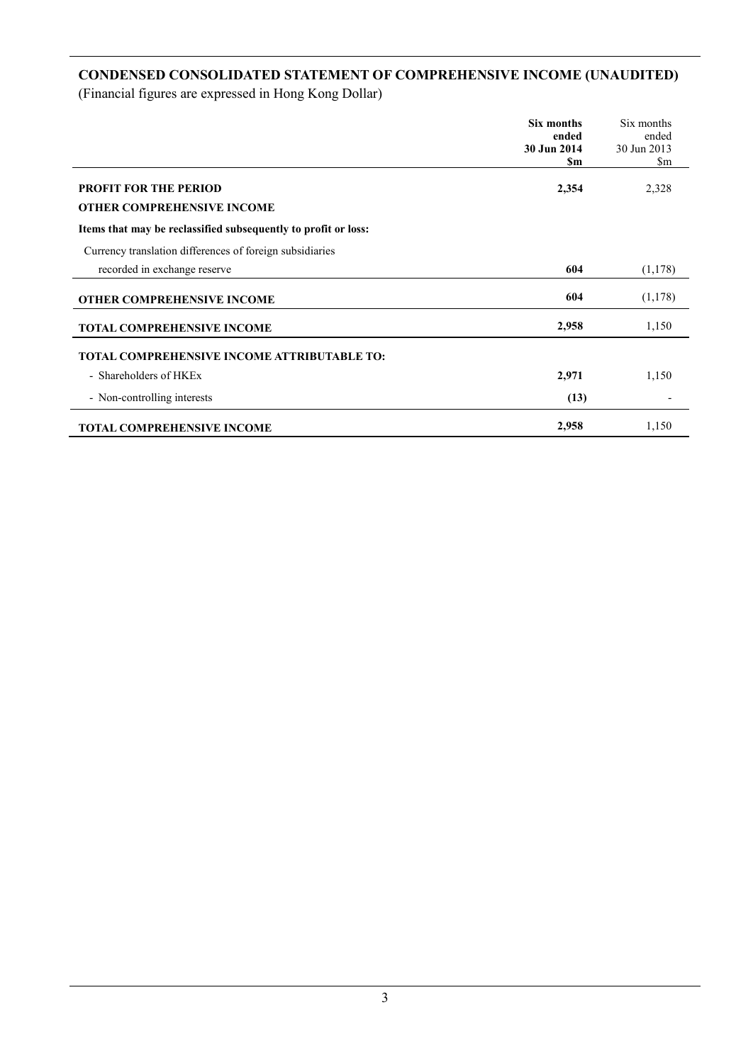## CONDENSED CONSOLIDATED STATEMENT OF COMPREHENSIVE INCOME (UNAUDITED)

(Financial figures are expressed in Hong Kong Dollar)

| | **Six months ended 30 Jun 2014 $m** | Six months ended 30 Jun 2013 $m |
|---|---|---|
| **PROFIT FOR THE PERIOD** | **2,354** | 2,328 |
| **OTHER COMPREHENSIVE INCOME** | | |
| **Items that may be reclassified subsequently to profit or loss:** | | |
| Currency translation differences of foreign subsidiaries recorded in exchange reserve | **604** | (1,178) |
| **OTHER COMPREHENSIVE INCOME** | **604** | (1,178) |
| **TOTAL COMPREHENSIVE INCOME** | **2,958** | 1,150 |
| **TOTAL COMPREHENSIVE INCOME ATTRIBUTABLE TO:** | | |
| - Shareholders of HKEx | **2,971** | 1,150 |
| - Non-controlling interests | **(13)** | - |
| **TOTAL COMPREHENSIVE INCOME** | **2,958** | 1,150 |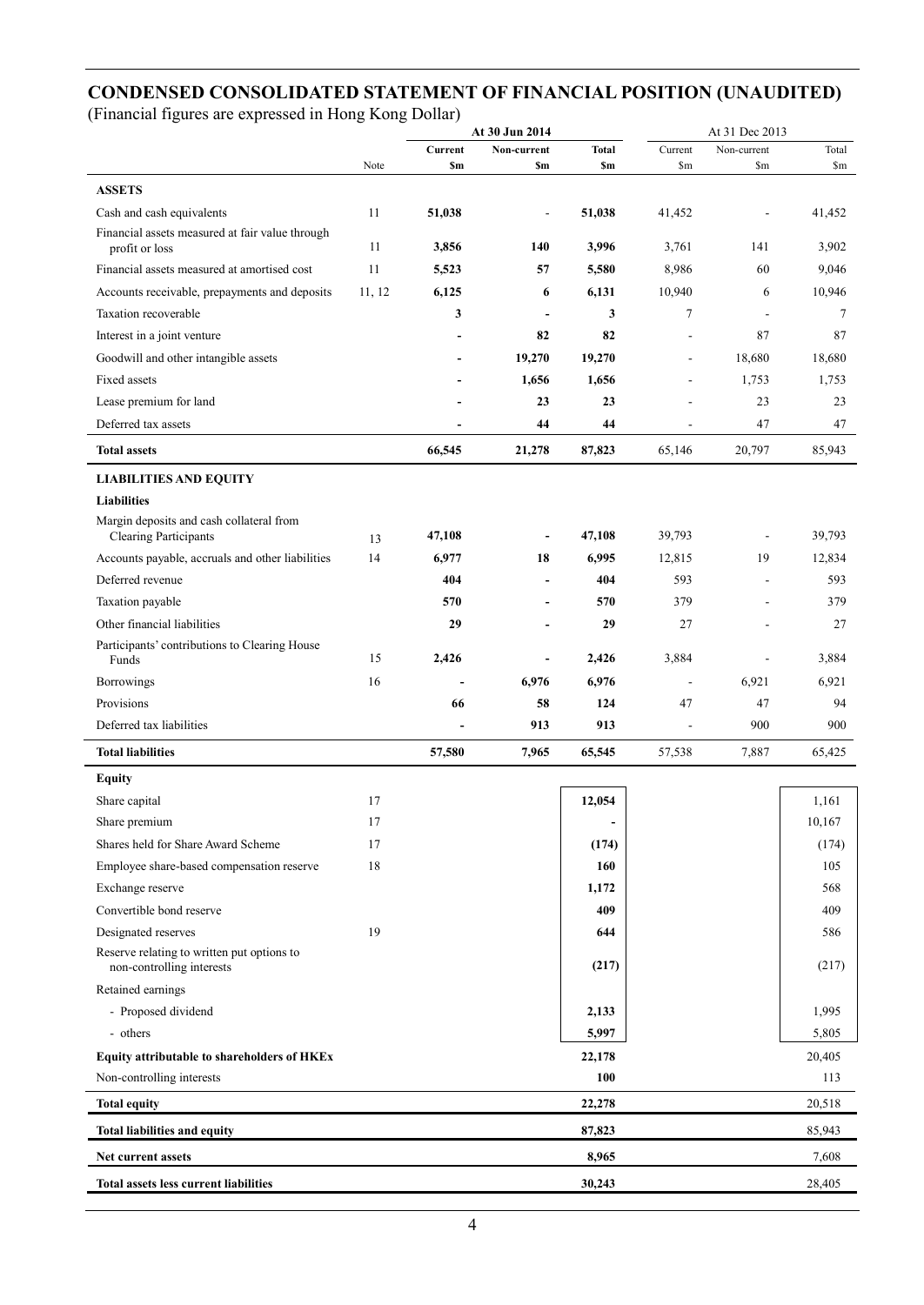## CONDENSED CONSOLIDATED STATEMENT OF FINANCIAL POSITION (UNAUDITED)

(Financial figures are expressed in Hong Kong Dollar)

| | Note | At 30 Jun 2014 | | | At 31 Dec 2013 | | |
|---|---|---|---|---|---|---|---|
| | | **Current** | **Non-current** | **Total** | Current | Non-current | Total |
| | | **$m** | **$m** | **$m** | $m | $m | $m |
| **ASSETS** | | | | | | | |
| Cash and cash equivalents | 11 | **51,038** | **-** | **51,038** | 41,452 | - | 41,452 |
| Financial assets measured at fair value through profit or loss | 11 | **3,856** | **140** | **3,996** | 3,761 | 141 | 3,902 |
| Financial assets measured at amortised cost | 11 | **5,523** | **57** | **5,580** | 8,986 | 60 | 9,046 |
| Accounts receivable, prepayments and deposits | 11, 12 | **6,125** | **6** | **6,131** | 10,940 | 6 | 10,946 |
| Taxation recoverable | | **3** | **-** | **3** | 7 | - | 7 |
| Interest in a joint venture | | **-** | **82** | **82** | - | 87 | 87 |
| Goodwill and other intangible assets | | **-** | **19,270** | **19,270** | - | 18,680 | 18,680 |
| Fixed assets | | **-** | **1,656** | **1,656** | - | 1,753 | 1,753 |
| Lease premium for land | | **-** | **23** | **23** | - | 23 | 23 |
| Deferred tax assets | | **-** | **44** | **44** | - | 47 | 47 |
| **Total assets** | | **66,545** | **21,278** | **87,823** | 65,146 | 20,797 | 85,943 |
| **LIABILITIES AND EQUITY** | | | | | | | |
| **Liabilities** | | | | | | | |
| Margin deposits and cash collateral from Clearing Participants | 13 | **47,108** | **-** | **47,108** | 39,793 | - | 39,793 |
| Accounts payable, accruals and other liabilities | 14 | **6,977** | **18** | **6,995** | 12,815 | 19 | 12,834 |
| Deferred revenue | | **404** | **-** | **404** | 593 | - | 593 |
| Taxation payable | | **570** | **-** | **570** | 379 | - | 379 |
| Other financial liabilities | | **29** | **-** | **29** | 27 | - | 27 |
| Participants' contributions to Clearing House Funds | 15 | **2,426** | **-** | **2,426** | 3,884 | - | 3,884 |
| Borrowings | 16 | **-** | **6,976** | **6,976** | - | 6,921 | 6,921 |
| Provisions | | **66** | **58** | **124** | 47 | 47 | 94 |
| Deferred tax liabilities | | **-** | **913** | **913** | - | 900 | 900 |
| **Total liabilities** | | **57,580** | **7,965** | **65,545** | 57,538 | 7,887 | 65,425 |
| **Equity** | | | | | | | |
| Share capital | 17 | | | **12,054** | | | 1,161 |
| Share premium | 17 | | | **-** | | | 10,167 |
| Shares held for Share Award Scheme | 17 | | | **(174)** | | | (174) |
| Employee share-based compensation reserve | 18 | | | **160** | | | 105 |
| Exchange reserve | | | | **1,172** | | | 568 |
| Convertible bond reserve | | | | **409** | | | 409 |
| Designated reserves | 19 | | | **644** | | | 586 |
| Reserve relating to written put options to non-controlling interests | | | | **(217)** | | | (217) |
| Retained earnings | | | | | | | |
| - Proposed dividend | | | | **2,133** | | | 1,995 |
| - others | | | | **5,997** | | | 5,805 |
| **Equity attributable to shareholders of HKEx** | | | | **22,178** | | | 20,405 |
| Non-controlling interests | | | | **100** | | | 113 |
| **Total equity** | | | | **22,278** | | | 20,518 |
| **Total liabilities and equity** | | | | **87,823** | | | 85,943 |
| **Net current assets** | | | | **8,965** | | | 7,608 |
| **Total assets less current liabilities** | | | | **30,243** | | | 28,405 |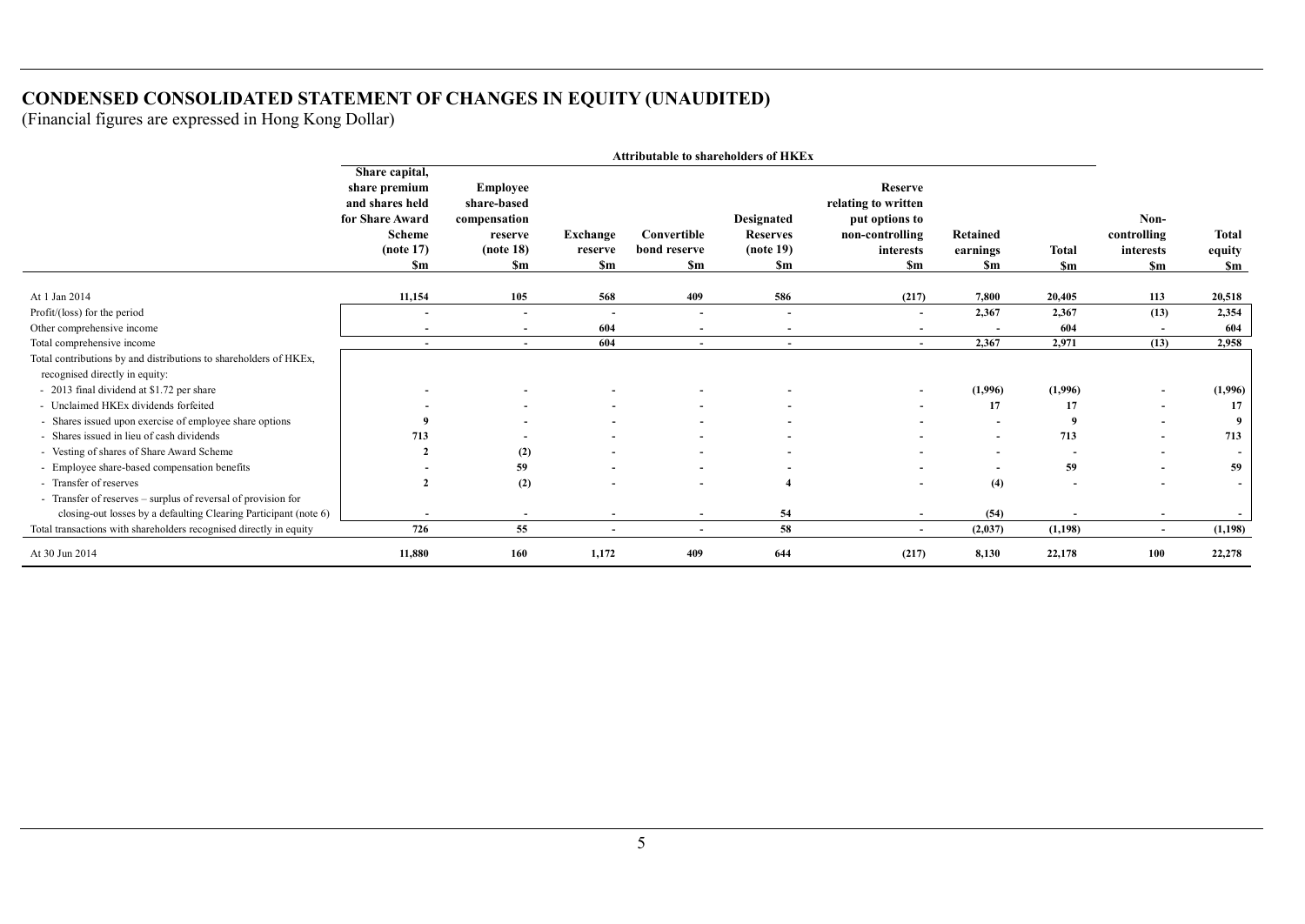# CONDENSED CONSOLIDATED STATEMENT OF CHANGES IN EQUITY (UNAUDITED)

(Financial figures are expressed in Hong Kong Dollar)

| | Attributable to shareholders of HKEx | | | | | | | | | |
|---|---|---|---|---|---|---|---|---|---|---|
| | Share capital, share premium and shares held for Share Award Scheme (note 17) $m | Employee share-based compensation reserve (note 18) $m | Exchange reserve $m | Convertible bond reserve $m | Designated Reserves (note 19) $m | Reserve relating to written put options to non-controlling interests $m | Retained earnings $m | Total $m | Non-controlling interests $m | Total equity $m |
| At 1 Jan 2014 | 11,154 | 105 | 568 | 409 | 586 | (217) | 7,800 | 20,405 | 113 | 20,518 |
| Profit/(loss) for the period | - | - | - | - | - | - | 2,367 | 2,367 | (13) | 2,354 |
| Other comprehensive income | - | - | 604 | - | - | - | - | 604 | - | 604 |
| Total comprehensive income | - | - | 604 | - | - | - | 2,367 | 2,971 | (13) | 2,958 |
| Total contributions by and distributions to shareholders of HKEx, recognised directly in equity: | | | | | | | | | | |
| - 2013 final dividend at $1.72 per share | - | - | - | - | - | - | (1,996) | (1,996) | - | (1,996) |
| - Unclaimed HKEx dividends forfeited | - | - | - | - | - | - | 17 | 17 | - | 17 |
| - Shares issued upon exercise of employee share options | 9 | - | - | - | - | - | - | 9 | - | 9 |
| - Shares issued in lieu of cash dividends | 713 | - | - | - | - | - | - | 713 | - | 713 |
| - Vesting of shares of Share Award Scheme | 2 | (2) | - | - | - | - | - | - | - | - |
| - Employee share-based compensation benefits | - | 59 | - | - | - | - | - | 59 | - | 59 |
| - Transfer of reserves | 2 | (2) | - | - | 4 | - | (4) | - | - | - |
| - Transfer of reserves – surplus of reversal of provision for closing-out losses by a defaulting Clearing Participant (note 6) | - | - | - | - | 54 | - | (54) | - | - | - |
| Total transactions with shareholders recognised directly in equity | 726 | 55 | - | - | 58 | - | (2,037) | (1,198) | - | (1,198) |
| At 30 Jun 2014 | 11,880 | 160 | 1,172 | 409 | 644 | (217) | 8,130 | 22,178 | 100 | 22,278 |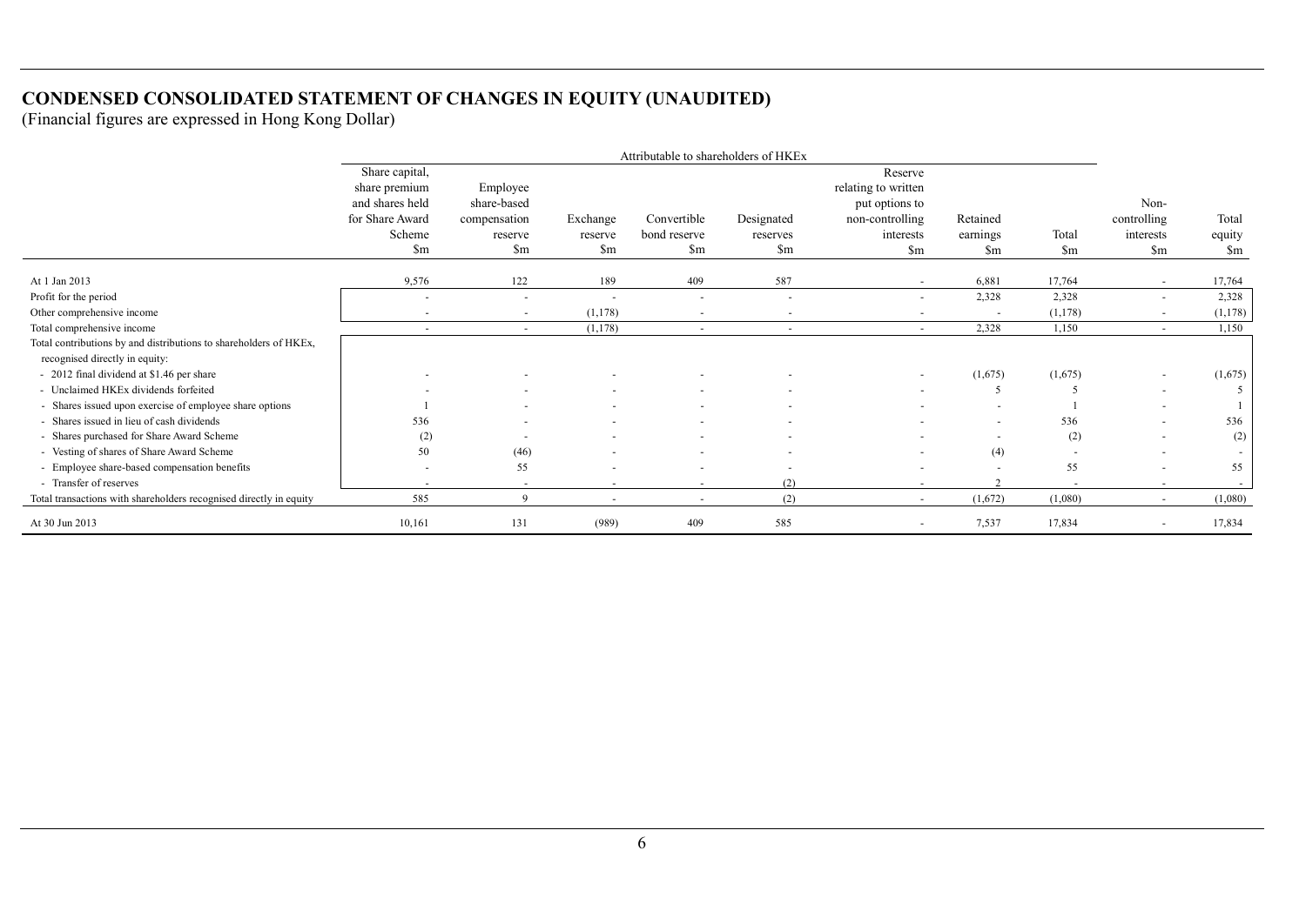## CONDENSED CONSOLIDATED STATEMENT OF CHANGES IN EQUITY (UNAUDITED)

(Financial figures are expressed in Hong Kong Dollar)

| | Attributable to shareholders of HKEx | | | | | | | | | |
|---|---|---|---|---|---|---|---|---|---|---|
| | Share capital, share premium and shares held for Share Award Scheme $m | Employee share-based compensation reserve $m | Exchange reserve $m | Convertible bond reserve $m | Designated reserves $m | Reserve relating to written put options to non-controlling interests $m | Retained earnings $m | Total $m | Non-controlling interests $m | Total equity $m |
| At 1 Jan 2013 | 9,576 | 122 | 189 | 409 | 587 | - | 6,881 | 17,764 | - | 17,764 |
| Profit for the period | - | - | - | - | - | - | 2,328 | 2,328 | - | 2,328 |
| Other comprehensive income | - | - | (1,178) | - | - | - | - | (1,178) | - | (1,178) |
| Total comprehensive income | - | - | (1,178) | - | - | - | 2,328 | 1,150 | - | 1,150 |
| Total contributions by and distributions to shareholders of HKEx, recognised directly in equity: | | | | | | | | | | |
| - 2012 final dividend at $1.46 per share | - | - | - | - | - | - | (1,675) | (1,675) | - | (1,675) |
| - Unclaimed HKEx dividends forfeited | - | - | - | - | - | - | 5 | 5 | - | 5 |
| - Shares issued upon exercise of employee share options | 1 | - | - | - | - | - | - | 1 | - | 1 |
| - Shares issued in lieu of cash dividends | 536 | - | - | - | - | - | - | 536 | - | 536 |
| - Shares purchased for Share Award Scheme | (2) | - | - | - | - | - | - | (2) | - | (2) |
| - Vesting of shares of Share Award Scheme | 50 | (46) | - | - | - | - | (4) | - | - | - |
| - Employee share-based compensation benefits | - | 55 | - | - | - | - | - | 55 | - | 55 |
| - Transfer of reserves | - | - | - | - | (2) | - | 2 | - | - | - |
| Total transactions with shareholders recognised directly in equity | 585 | 9 | - | - | (2) | - | (1,672) | (1,080) | - | (1,080) |
| At 30 Jun 2013 | 10,161 | 131 | (989) | 409 | 585 | - | 7,537 | 17,834 | - | 17,834 |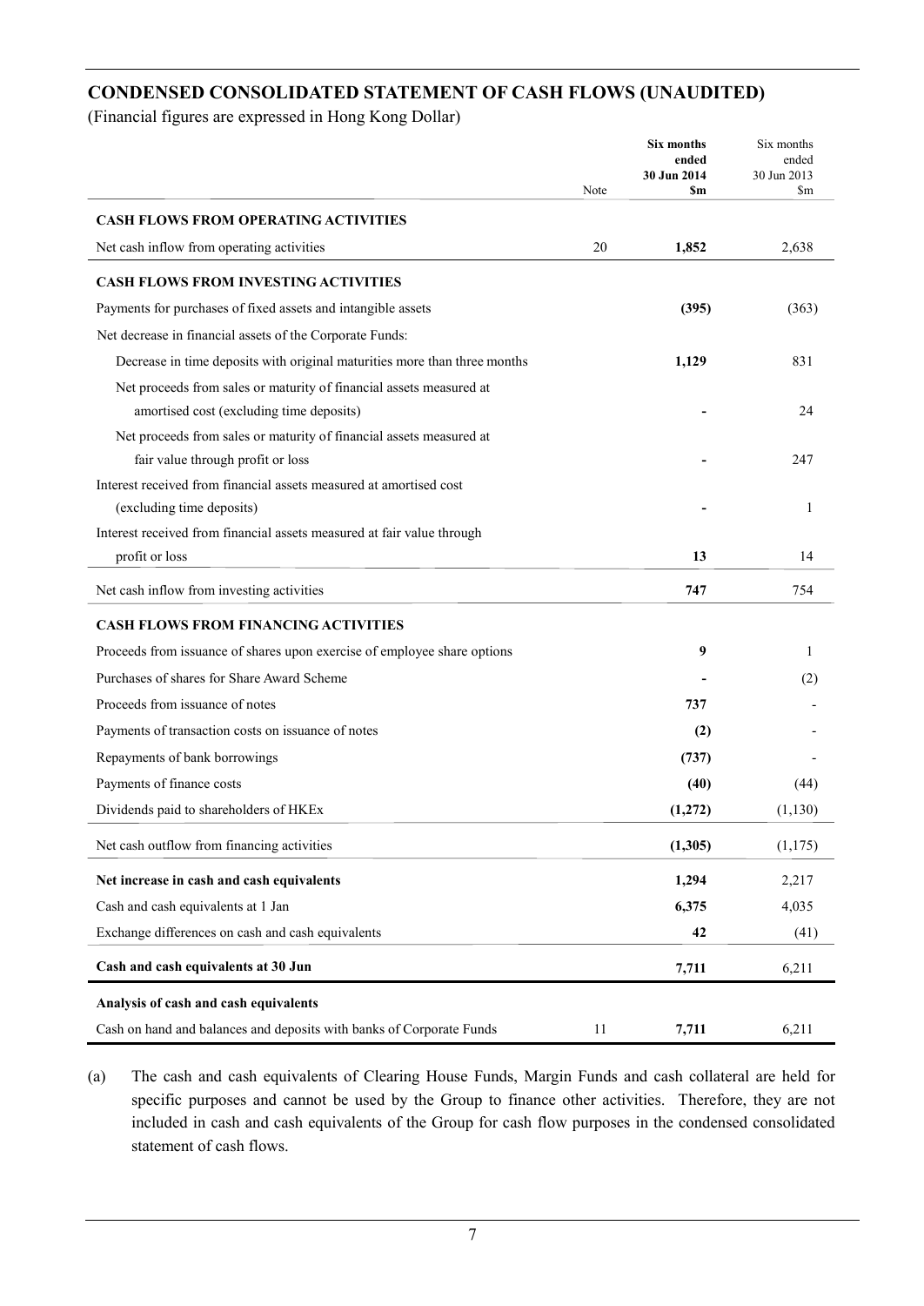## CONDENSED CONSOLIDATED STATEMENT OF CASH FLOWS (UNAUDITED)

(Financial figures are expressed in Hong Kong Dollar)

| | Note | **Six months ended 30 Jun 2014 $m** | Six months ended 30 Jun 2013 $m |
|---|---|---|---|
| **CASH FLOWS FROM OPERATING ACTIVITIES** | | | |
| Net cash inflow from operating activities | 20 | **1,852** | 2,638 |
| **CASH FLOWS FROM INVESTING ACTIVITIES** | | | |
| Payments for purchases of fixed assets and intangible assets | | **(395)** | (363) |
| Net decrease in financial assets of the Corporate Funds: | | | |
| Decrease in time deposits with original maturities more than three months | | **1,129** | 831 |
| Net proceeds from sales or maturity of financial assets measured at amortised cost (excluding time deposits) | | **-** | 24 |
| Net proceeds from sales or maturity of financial assets measured at fair value through profit or loss | | **-** | 247 |
| Interest received from financial assets measured at amortised cost (excluding time deposits) | | **-** | 1 |
| Interest received from financial assets measured at fair value through profit or loss | | **13** | 14 |
| Net cash inflow from investing activities | | **747** | 754 |
| **CASH FLOWS FROM FINANCING ACTIVITIES** | | | |
| Proceeds from issuance of shares upon exercise of employee share options | | **9** | 1 |
| Purchases of shares for Share Award Scheme | | **-** | (2) |
| Proceeds from issuance of notes | | **737** | - |
| Payments of transaction costs on issuance of notes | | **(2)** | - |
| Repayments of bank borrowings | | **(737)** | - |
| Payments of finance costs | | **(40)** | (44) |
| Dividends paid to shareholders of HKEx | | **(1,272)** | (1,130) |
| Net cash outflow from financing activities | | **(1,305)** | (1,175) |
| **Net increase in cash and cash equivalents** | | **1,294** | 2,217 |
| Cash and cash equivalents at 1 Jan | | **6,375** | 4,035 |
| Exchange differences on cash and cash equivalents | | **42** | (41) |
| **Cash and cash equivalents at 30 Jun** | | **7,711** | 6,211 |
| **Analysis of cash and cash equivalents** | | | |
| Cash on hand and balances and deposits with banks of Corporate Funds | 11 | **7,711** | 6,211 |

(a) The cash and cash equivalents of Clearing House Funds, Margin Funds and cash collateral are held for specific purposes and cannot be used by the Group to finance other activities. Therefore, they are not included in cash and cash equivalents of the Group for cash flow purposes in the condensed consolidated statement of cash flows.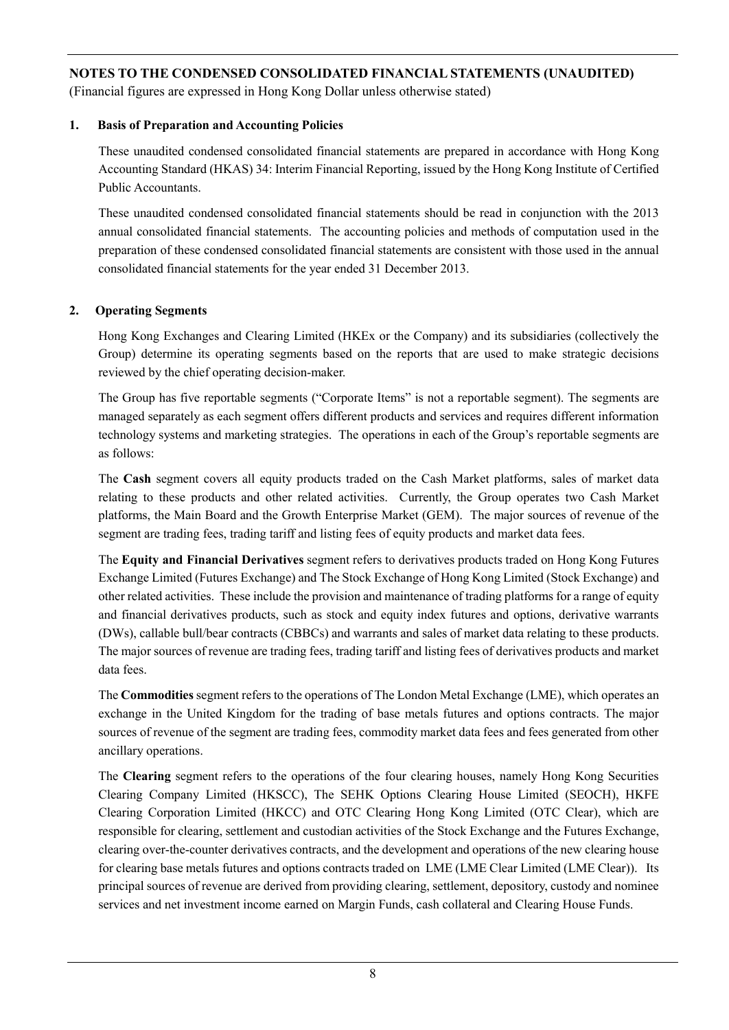## NOTES TO THE CONDENSED CONSOLIDATED FINANCIAL STATEMENTS (UNAUDITED)

(Financial figures are expressed in Hong Kong Dollar unless otherwise stated)

### 1. Basis of Preparation and Accounting Policies

These unaudited condensed consolidated financial statements are prepared in accordance with Hong Kong Accounting Standard (HKAS) 34: Interim Financial Reporting, issued by the Hong Kong Institute of Certified Public Accountants.

These unaudited condensed consolidated financial statements should be read in conjunction with the 2013 annual consolidated financial statements. The accounting policies and methods of computation used in the preparation of these condensed consolidated financial statements are consistent with those used in the annual consolidated financial statements for the year ended 31 December 2013.

### 2. Operating Segments

Hong Kong Exchanges and Clearing Limited (HKEx or the Company) and its subsidiaries (collectively the Group) determine its operating segments based on the reports that are used to make strategic decisions reviewed by the chief operating decision-maker.

The Group has five reportable segments ("Corporate Items" is not a reportable segment). The segments are managed separately as each segment offers different products and services and requires different information technology systems and marketing strategies. The operations in each of the Group's reportable segments are as follows:

The **Cash** segment covers all equity products traded on the Cash Market platforms, sales of market data relating to these products and other related activities. Currently, the Group operates two Cash Market platforms, the Main Board and the Growth Enterprise Market (GEM). The major sources of revenue of the segment are trading fees, trading tariff and listing fees of equity products and market data fees.

The **Equity and Financial Derivatives** segment refers to derivatives products traded on Hong Kong Futures Exchange Limited (Futures Exchange) and The Stock Exchange of Hong Kong Limited (Stock Exchange) and other related activities. These include the provision and maintenance of trading platforms for a range of equity and financial derivatives products, such as stock and equity index futures and options, derivative warrants (DWs), callable bull/bear contracts (CBBCs) and warrants and sales of market data relating to these products. The major sources of revenue are trading fees, trading tariff and listing fees of derivatives products and market data fees.

The **Commodities** segment refers to the operations of The London Metal Exchange (LME), which operates an exchange in the United Kingdom for the trading of base metals futures and options contracts. The major sources of revenue of the segment are trading fees, commodity market data fees and fees generated from other ancillary operations.

The **Clearing** segment refers to the operations of the four clearing houses, namely Hong Kong Securities Clearing Company Limited (HKSCC), The SEHK Options Clearing House Limited (SEOCH), HKFE Clearing Corporation Limited (HKCC) and OTC Clearing Hong Kong Limited (OTC Clear), which are responsible for clearing, settlement and custodian activities of the Stock Exchange and the Futures Exchange, clearing over-the-counter derivatives contracts, and the development and operations of the new clearing house for clearing base metals futures and options contracts traded on LME (LME Clear Limited (LME Clear)). Its principal sources of revenue are derived from providing clearing, settlement, depository, custody and nominee services and net investment income earned on Margin Funds, cash collateral and Clearing House Funds.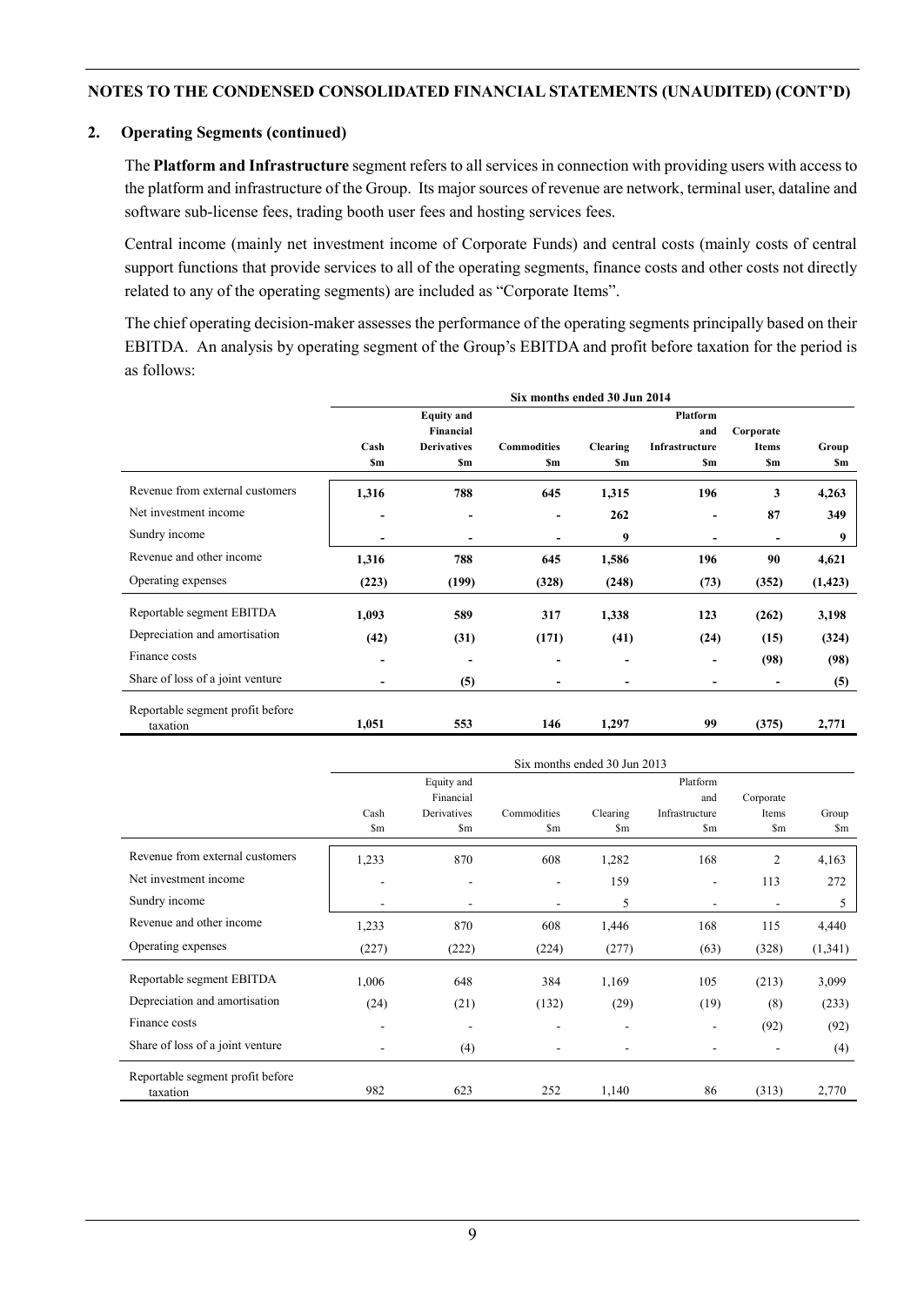## NOTES TO THE CONDENSED CONSOLIDATED FINANCIAL STATEMENTS (UNAUDITED) (CONT'D)

### 2. Operating Segments (continued)

The **Platform and Infrastructure** segment refers to all services in connection with providing users with access to the platform and infrastructure of the Group. Its major sources of revenue are network, terminal user, dataline and software sub-license fees, trading booth user fees and hosting services fees.

Central income (mainly net investment income of Corporate Funds) and central costs (mainly costs of central support functions that provide services to all of the operating segments, finance costs and other costs not directly related to any of the operating segments) are included as "Corporate Items".

The chief operating decision-maker assesses the performance of the operating segments principally based on their EBITDA. An analysis by operating segment of the Group's EBITDA and profit before taxation for the period is as follows:

| | **Six months ended 30 Jun 2014** | | | | | | |
|---|---|---|---|---|---|---|---|
| | **Cash** | **Equity and Financial Derivatives** | **Commodities** | **Clearing** | **Platform and Infrastructure** | **Corporate Items** | **Group** |
| | **$m** | **$m** | **$m** | **$m** | **$m** | **$m** | **$m** |
| Revenue from external customers | **1,316** | **788** | **645** | **1,315** | **196** | **3** | **4,263** |
| Net investment income | **-** | **-** | **-** | **262** | **-** | **87** | **349** |
| Sundry income | **-** | **-** | **-** | **9** | **-** | **-** | **9** |
| Revenue and other income | **1,316** | **788** | **645** | **1,586** | **196** | **90** | **4,621** |
| Operating expenses | **(223)** | **(199)** | **(328)** | **(248)** | **(73)** | **(352)** | **(1,423)** |
| Reportable segment EBITDA | **1,093** | **589** | **317** | **1,338** | **123** | **(262)** | **3,198** |
| Depreciation and amortisation | **(42)** | **(31)** | **(171)** | **(41)** | **(24)** | **(15)** | **(324)** |
| Finance costs | **-** | **-** | **-** | **-** | **-** | **(98)** | **(98)** |
| Share of loss of a joint venture | **-** | **(5)** | **-** | **-** | **-** | **-** | **(5)** |
| Reportable segment profit before taxation | **1,051** | **553** | **146** | **1,297** | **99** | **(375)** | **2,771** |

| | Six months ended 30 Jun 2013 | | | | | | |
|---|---|---|---|---|---|---|---|
| | Cash | Equity and Financial Derivatives | Commodities | Clearing | Platform and Infrastructure | Corporate Items | Group |
| | $m | $m | $m | $m | $m | $m | $m |
| Revenue from external customers | 1,233 | 870 | 608 | 1,282 | 168 | 2 | 4,163 |
| Net investment income | - | - | - | 159 | - | 113 | 272 |
| Sundry income | - | - | - | 5 | - | - | 5 |
| Revenue and other income | 1,233 | 870 | 608 | 1,446 | 168 | 115 | 4,440 |
| Operating expenses | (227) | (222) | (224) | (277) | (63) | (328) | (1,341) |
| Reportable segment EBITDA | 1,006 | 648 | 384 | 1,169 | 105 | (213) | 3,099 |
| Depreciation and amortisation | (24) | (21) | (132) | (29) | (19) | (8) | (233) |
| Finance costs | - | - | - | - | - | (92) | (92) |
| Share of loss of a joint venture | - | (4) | - | - | - | - | (4) |
| Reportable segment profit before taxation | 982 | 623 | 252 | 1,140 | 86 | (313) | 2,770 |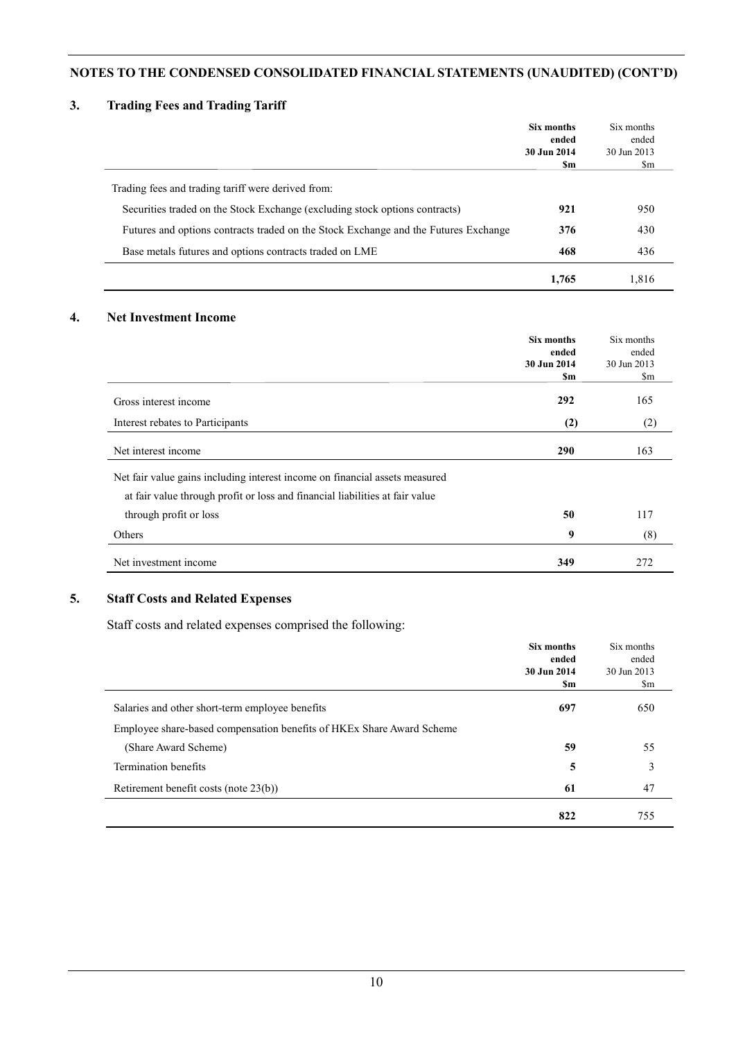## NOTES TO THE CONDENSED CONSOLIDATED FINANCIAL STATEMENTS (UNAUDITED) (CONT'D)

### 3. Trading Fees and Trading Tariff

| | **Six months ended 30 Jun 2014 $m** | Six months ended 30 Jun 2013 $m |
|---|---|---|
| Trading fees and trading tariff were derived from: | | |
| Securities traded on the Stock Exchange (excluding stock options contracts) | **921** | 950 |
| Futures and options contracts traded on the Stock Exchange and the Futures Exchange | **376** | 430 |
| Base metals futures and options contracts traded on LME | **468** | 436 |
| | **1,765** | 1,816 |

### 4. Net Investment Income

| | **Six months ended 30 Jun 2014 $m** | Six months ended 30 Jun 2013 $m |
|---|---|---|
| Gross interest income | **292** | 165 |
| Interest rebates to Participants | **(2)** | (2) |
| Net interest income | **290** | 163 |
| Net fair value gains including interest income on financial assets measured at fair value through profit or loss and financial liabilities at fair value through profit or loss | **50** | 117 |
| Others | **9** | (8) |
| Net investment income | **349** | 272 |

### 5. Staff Costs and Related Expenses

Staff costs and related expenses comprised the following:

| | **Six months ended 30 Jun 2014 $m** | Six months ended 30 Jun 2013 $m |
|---|---|---|
| Salaries and other short-term employee benefits | **697** | 650 |
| Employee share-based compensation benefits of HKEx Share Award Scheme (Share Award Scheme) | **59** | 55 |
| Termination benefits | **5** | 3 |
| Retirement benefit costs (note 23(b)) | **61** | 47 |
| | **822** | 755 |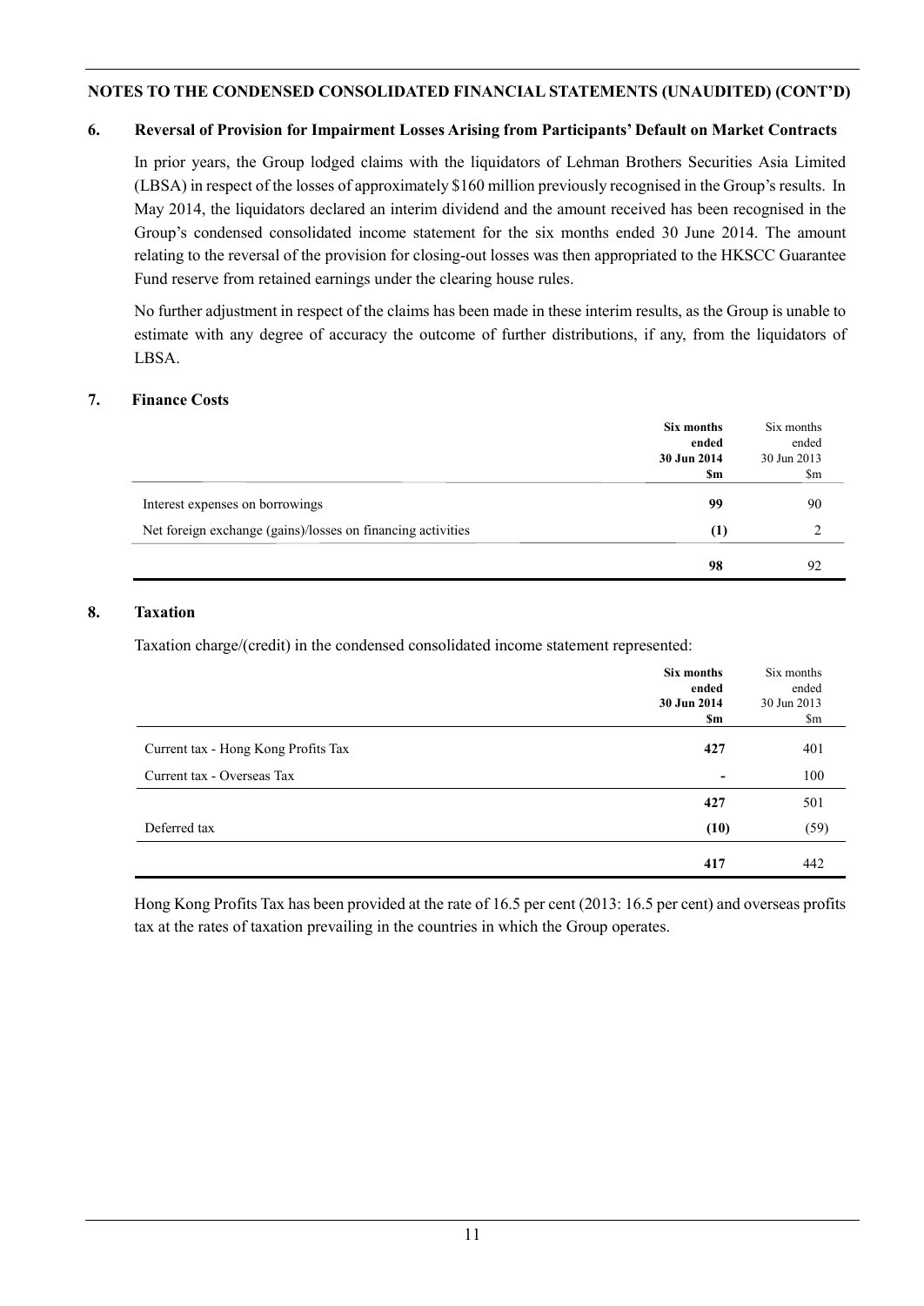**NOTES TO THE CONDENSED CONSOLIDATED FINANCIAL STATEMENTS (UNAUDITED) (CONT'D)**

## 6. Reversal of Provision for Impairment Losses Arising from Participants' Default on Market Contracts

In prior years, the Group lodged claims with the liquidators of Lehman Brothers Securities Asia Limited (LBSA) in respect of the losses of approximately $160 million previously recognised in the Group's results. In May 2014, the liquidators declared an interim dividend and the amount received has been recognised in the Group's condensed consolidated income statement for the six months ended 30 June 2014. The amount relating to the reversal of the provision for closing-out losses was then appropriated to the HKSCC Guarantee Fund reserve from retained earnings under the clearing house rules.

No further adjustment in respect of the claims has been made in these interim results, as the Group is unable to estimate with any degree of accuracy the outcome of further distributions, if any, from the liquidators of LBSA.

## 7. Finance Costs

| | **Six months ended 30 Jun 2014 $m** | Six months ended 30 Jun 2013 $m |
|---|---|---|
| Interest expenses on borrowings | **99** | 90 |
| Net foreign exchange (gains)/losses on financing activities | **(1)** | 2 |
| | **98** | 92 |

## 8. Taxation

Taxation charge/(credit) in the condensed consolidated income statement represented:

| | **Six months ended 30 Jun 2014 $m** | Six months ended 30 Jun 2013 $m |
|---|---|---|
| Current tax - Hong Kong Profits Tax | **427** | 401 |
| Current tax - Overseas Tax | **-** | 100 |
| | **427** | 501 |
| Deferred tax | **(10)** | (59) |
| | **417** | 442 |

Hong Kong Profits Tax has been provided at the rate of 16.5 per cent (2013: 16.5 per cent) and overseas profits tax at the rates of taxation prevailing in the countries in which the Group operates.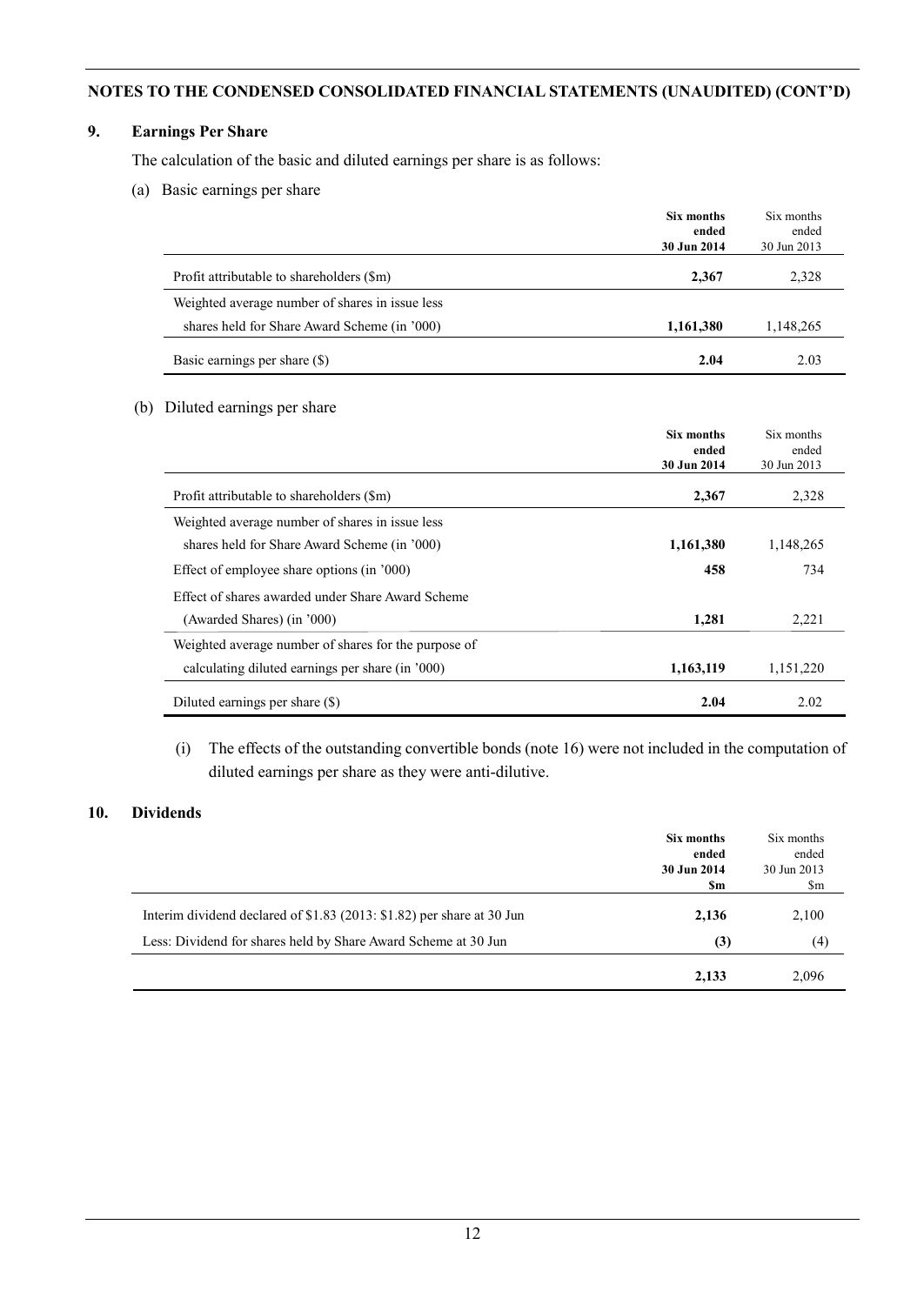**NOTES TO THE CONDENSED CONSOLIDATED FINANCIAL STATEMENTS (UNAUDITED) (CONT'D)**

## 9. Earnings Per Share

The calculation of the basic and diluted earnings per share is as follows:

(a) Basic earnings per share

| | **Six months ended 30 Jun 2014** | Six months ended 30 Jun 2013 |
|---|---|---|
| Profit attributable to shareholders ($m) | **2,367** | 2,328 |
| Weighted average number of shares in issue less shares held for Share Award Scheme (in '000) | **1,161,380** | 1,148,265 |
| Basic earnings per share ($) | **2.04** | 2.03 |

(b) Diluted earnings per share

| | **Six months ended 30 Jun 2014** | Six months ended 30 Jun 2013 |
|---|---|---|
| Profit attributable to shareholders ($m) | **2,367** | 2,328 |
| Weighted average number of shares in issue less shares held for Share Award Scheme (in '000) | **1,161,380** | 1,148,265 |
| Effect of employee share options (in '000) | **458** | 734 |
| Effect of shares awarded under Share Award Scheme (Awarded Shares) (in '000) | **1,281** | 2,221 |
| Weighted average number of shares for the purpose of calculating diluted earnings per share (in '000) | **1,163,119** | 1,151,220 |
| Diluted earnings per share ($) | **2.04** | 2.02 |

(i) The effects of the outstanding convertible bonds (note 16) were not included in the computation of diluted earnings per share as they were anti-dilutive.

## 10. Dividends

| | **Six months ended 30 Jun 2014 $m** | Six months ended 30 Jun 2013 $m |
|---|---|---|
| Interim dividend declared of $1.83 (2013: $1.82) per share at 30 Jun | **2,136** | 2,100 |
| Less: Dividend for shares held by Share Award Scheme at 30 Jun | **(3)** | (4) |
| | **2,133** | 2,096 |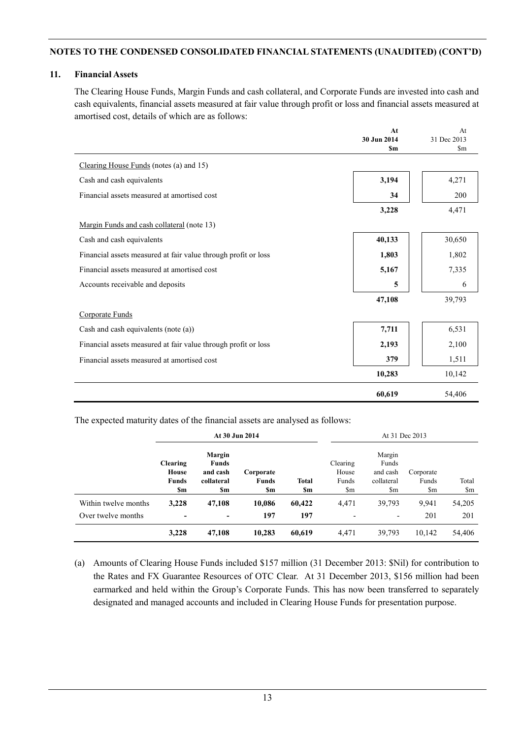NOTES TO THE CONDENSED CONSOLIDATED FINANCIAL STATEMENTS (UNAUDITED) (CONT'D)

## 11. Financial Assets

The Clearing House Funds, Margin Funds and cash collateral, and Corporate Funds are invested into cash and cash equivalents, financial assets measured at fair value through profit or loss and financial assets measured at amortised cost, details of which are as follows:

| | **At 30 Jun 2014 $m** | At 31 Dec 2013 $m |
|---|---|---|
| Clearing House Funds (notes (a) and 15) | | |
| Cash and cash equivalents | **3,194** | 4,271 |
| Financial assets measured at amortised cost | **34** | 200 |
| | **3,228** | 4,471 |
| Margin Funds and cash collateral (note 13) | | |
| Cash and cash equivalents | **40,133** | 30,650 |
| Financial assets measured at fair value through profit or loss | **1,803** | 1,802 |
| Financial assets measured at amortised cost | **5,167** | 7,335 |
| Accounts receivable and deposits | **5** | 6 |
| | **47,108** | 39,793 |
| Corporate Funds | | |
| Cash and cash equivalents (note (a)) | **7,711** | 6,531 |
| Financial assets measured at fair value through profit or loss | **2,193** | 2,100 |
| Financial assets measured at amortised cost | **379** | 1,511 |
| | **10,283** | 10,142 |
| | **60,619** | 54,406 |

The expected maturity dates of the financial assets are analysed as follows:

| | **At 30 Jun 2014** | | | | At 31 Dec 2013 | | | |
|---|---|---|---|---|---|---|---|---|
| | **Clearing House Funds $m** | **Margin Funds and cash collateral $m** | **Corporate Funds $m** | **Total $m** | Clearing House Funds $m | Margin Funds and cash collateral $m | Corporate Funds $m | Total $m |
| Within twelve months | **3,228** | **47,108** | **10,086** | **60,422** | 4,471 | 39,793 | 9,941 | 54,205 |
| Over twelve months | **-** | **-** | **197** | **197** | - | - | 201 | 201 |
| | **3,228** | **47,108** | **10,283** | **60,619** | 4,471 | 39,793 | 10,142 | 54,406 |

(a) Amounts of Clearing House Funds included $157 million (31 December 2013: $Nil) for contribution to the Rates and FX Guarantee Resources of OTC Clear. At 31 December 2013, $156 million had been earmarked and held within the Group's Corporate Funds. This has now been transferred to separately designated and managed accounts and included in Clearing House Funds for presentation purpose.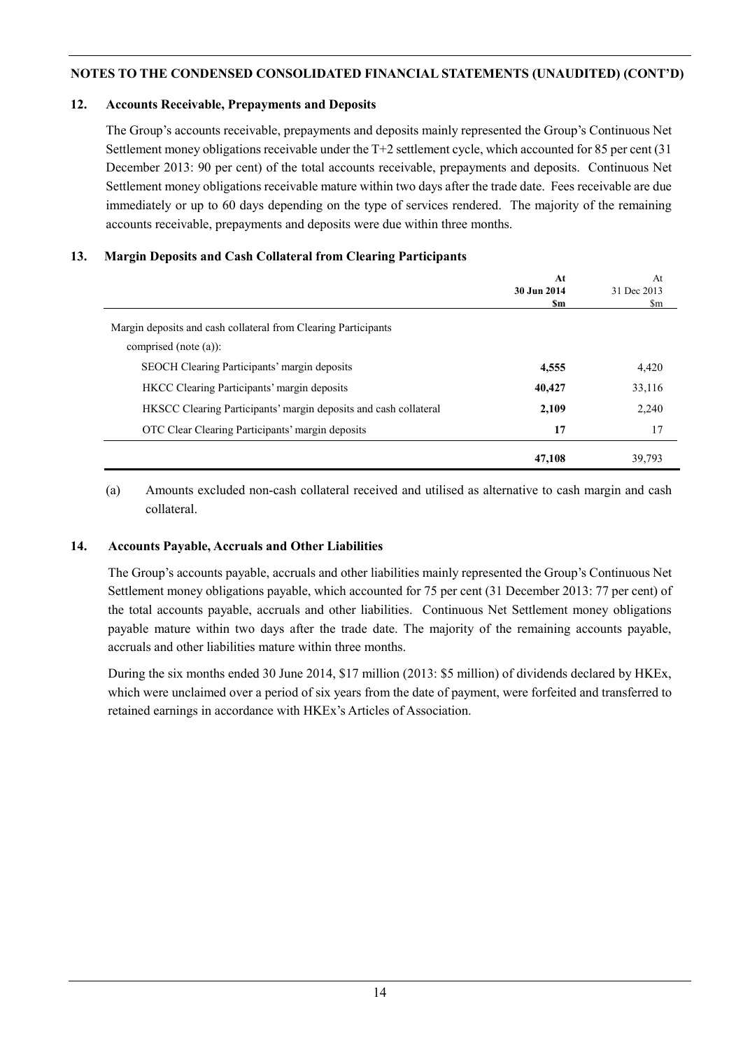## NOTES TO THE CONDENSED CONSOLIDATED FINANCIAL STATEMENTS (UNAUDITED) (CONT'D)

### 12. Accounts Receivable, Prepayments and Deposits

The Group's accounts receivable, prepayments and deposits mainly represented the Group's Continuous Net Settlement money obligations receivable under the T+2 settlement cycle, which accounted for 85 per cent (31 December 2013: 90 per cent) of the total accounts receivable, prepayments and deposits. Continuous Net Settlement money obligations receivable mature within two days after the trade date. Fees receivable are due immediately or up to 60 days depending on the type of services rendered. The majority of the remaining accounts receivable, prepayments and deposits were due within three months.

### 13. Margin Deposits and Cash Collateral from Clearing Participants

| | At 30 Jun 2014 $m | At 31 Dec 2013 $m |
|---|---|---|
| Margin deposits and cash collateral from Clearing Participants comprised (note (a)): | | |
| SEOCH Clearing Participants' margin deposits | **4,555** | 4,420 |
| HKCC Clearing Participants' margin deposits | **40,427** | 33,116 |
| HKSCC Clearing Participants' margin deposits and cash collateral | **2,109** | 2,240 |
| OTC Clear Clearing Participants' margin deposits | **17** | 17 |
| | **47,108** | 39,793 |

(a) Amounts excluded non-cash collateral received and utilised as alternative to cash margin and cash collateral.

### 14. Accounts Payable, Accruals and Other Liabilities

The Group's accounts payable, accruals and other liabilities mainly represented the Group's Continuous Net Settlement money obligations payable, which accounted for 75 per cent (31 December 2013: 77 per cent) of the total accounts payable, accruals and other liabilities. Continuous Net Settlement money obligations payable mature within two days after the trade date. The majority of the remaining accounts payable, accruals and other liabilities mature within three months.

During the six months ended 30 June 2014, $17 million (2013: $5 million) of dividends declared by HKEx, which were unclaimed over a period of six years from the date of payment, were forfeited and transferred to retained earnings in accordance with HKEx's Articles of Association.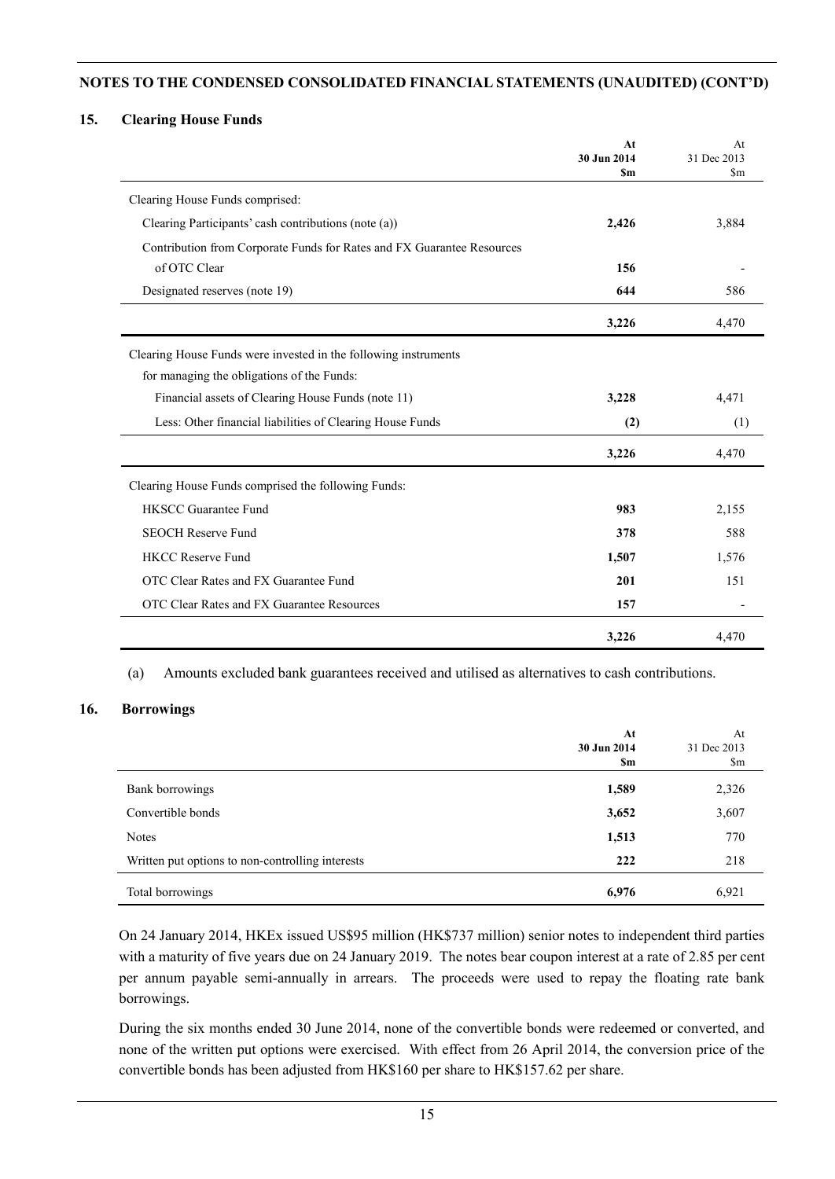**NOTES TO THE CONDENSED CONSOLIDATED FINANCIAL STATEMENTS (UNAUDITED) (CONT'D)**

## 15. Clearing House Funds

| | At 30 Jun 2014 $m | At 31 Dec 2013 $m |
|---|---|---|
| Clearing House Funds comprised: | | |
| Clearing Participants' cash contributions (note (a)) | **2,426** | 3,884 |
| Contribution from Corporate Funds for Rates and FX Guarantee Resources of OTC Clear | **156** | - |
| Designated reserves (note 19) | **644** | 586 |
| | **3,226** | 4,470 |
| Clearing House Funds were invested in the following instruments for managing the obligations of the Funds: | | |
| Financial assets of Clearing House Funds (note 11) | **3,228** | 4,471 |
| Less: Other financial liabilities of Clearing House Funds | **(2)** | (1) |
| | **3,226** | 4,470 |
| Clearing House Funds comprised the following Funds: | | |
| HKSCC Guarantee Fund | **983** | 2,155 |
| SEOCH Reserve Fund | **378** | 588 |
| HKCC Reserve Fund | **1,507** | 1,576 |
| OTC Clear Rates and FX Guarantee Fund | **201** | 151 |
| OTC Clear Rates and FX Guarantee Resources | **157** | - |
| | **3,226** | 4,470 |

(a) Amounts excluded bank guarantees received and utilised as alternatives to cash contributions.

## 16. Borrowings

| | At 30 Jun 2014 $m | At 31 Dec 2013 $m |
|---|---|---|
| Bank borrowings | **1,589** | 2,326 |
| Convertible bonds | **3,652** | 3,607 |
| Notes | **1,513** | 770 |
| Written put options to non-controlling interests | **222** | 218 |
| Total borrowings | **6,976** | 6,921 |

On 24 January 2014, HKEx issued US$95 million (HK$737 million) senior notes to independent third parties with a maturity of five years due on 24 January 2019. The notes bear coupon interest at a rate of 2.85 per cent per annum payable semi-annually in arrears. The proceeds were used to repay the floating rate bank borrowings.

During the six months ended 30 June 2014, none of the convertible bonds were redeemed or converted, and none of the written put options were exercised. With effect from 26 April 2014, the conversion price of the convertible bonds has been adjusted from HK$160 per share to HK$157.62 per share.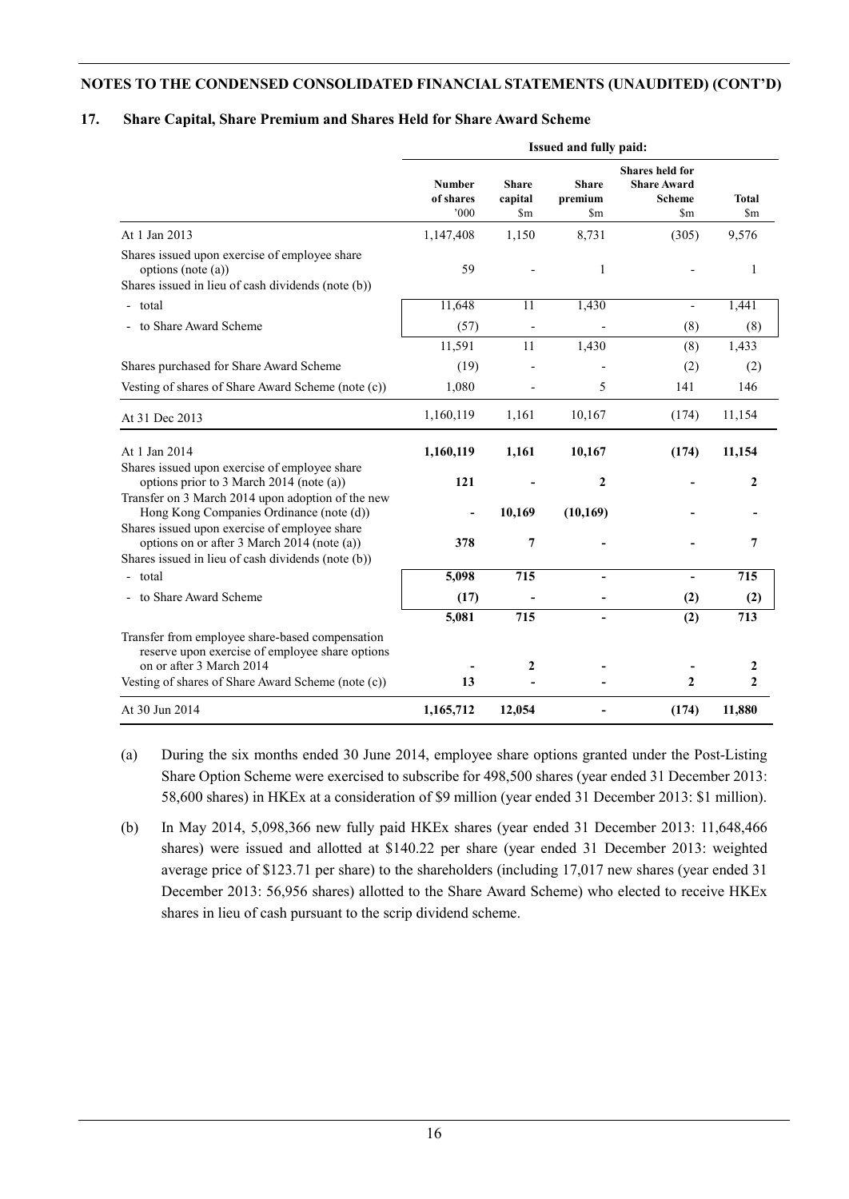**NOTES TO THE CONDENSED CONSOLIDATED FINANCIAL STATEMENTS (UNAUDITED) (CONT'D)**

## 17. Share Capital, Share Premium and Shares Held for Share Award Scheme

| | Issued and fully paid: | | | | |
|---|---|---|---|---|---|
| | Number of shares '000 | Share capital $m | Share premium $m | Shares held for Share Award Scheme $m | Total $m |
| At 1 Jan 2013 | 1,147,408 | 1,150 | 8,731 | (305) | 9,576 |
| Shares issued upon exercise of employee share options (note (a)) | 59 | - | 1 | - | 1 |
| Shares issued in lieu of cash dividends (note (b)) | | | | | |
| - total | 11,648 | 11 | 1,430 | - | 1,441 |
| - to Share Award Scheme | (57) | - | - | (8) | (8) |
| | 11,591 | 11 | 1,430 | (8) | 1,433 |
| Shares purchased for Share Award Scheme | (19) | - | - | (2) | (2) |
| Vesting of shares of Share Award Scheme (note (c)) | 1,080 | - | 5 | 141 | 146 |
| At 31 Dec 2013 | 1,160,119 | 1,161 | 10,167 | (174) | 11,154 |
| **At 1 Jan 2014** | **1,160,119** | **1,161** | **10,167** | **(174)** | **11,154** |
| Shares issued upon exercise of employee share options prior to 3 March 2014 (note (a)) | **121** | **-** | **2** | **-** | **2** |
| Transfer on 3 March 2014 upon adoption of the new Hong Kong Companies Ordinance (note (d)) | **-** | **10,169** | **(10,169)** | **-** | **-** |
| Shares issued upon exercise of employee share options on or after 3 March 2014 (note (a)) | **378** | **7** | **-** | **-** | **7** |
| Shares issued in lieu of cash dividends (note (b)) | | | | | |
| - total | **5,098** | **715** | **-** | **-** | **715** |
| - to Share Award Scheme | **(17)** | **-** | **-** | **(2)** | **(2)** |
| | **5,081** | **715** | **-** | **(2)** | **713** |
| Transfer from employee share-based compensation reserve upon exercise of employee share options on or after 3 March 2014 | **-** | **2** | **-** | **-** | **2** |
| Vesting of shares of Share Award Scheme (note (c)) | **13** | **-** | **-** | **2** | **2** |
| At 30 Jun 2014 | **1,165,712** | **12,054** | **-** | **(174)** | **11,880** |

(a) During the six months ended 30 June 2014, employee share options granted under the Post-Listing Share Option Scheme were exercised to subscribe for 498,500 shares (year ended 31 December 2013: 58,600 shares) in HKEx at a consideration of $9 million (year ended 31 December 2013: $1 million).

(b) In May 2014, 5,098,366 new fully paid HKEx shares (year ended 31 December 2013: 11,648,466 shares) were issued and allotted at $140.22 per share (year ended 31 December 2013: weighted average price of $123.71 per share) to the shareholders (including 17,017 new shares (year ended 31 December 2013: 56,956 shares) allotted to the Share Award Scheme) who elected to receive HKEx shares in lieu of cash pursuant to the scrip dividend scheme.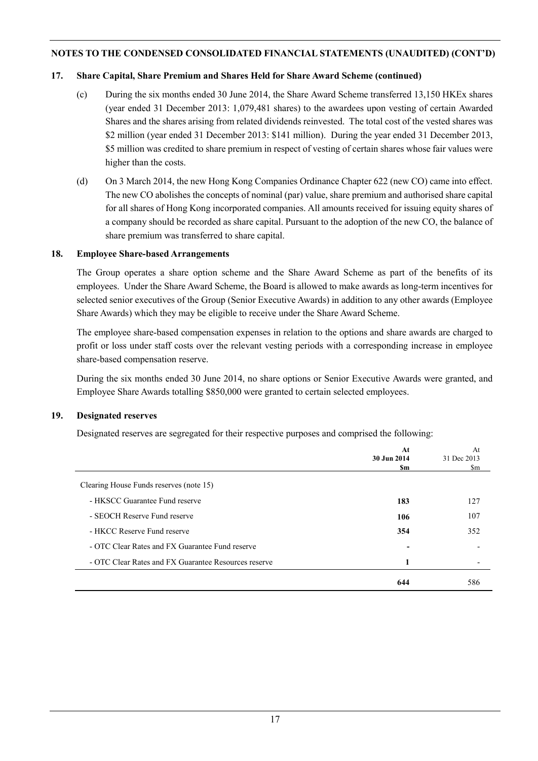## NOTES TO THE CONDENSED CONSOLIDATED FINANCIAL STATEMENTS (UNAUDITED) (CONT'D)

### 17. Share Capital, Share Premium and Shares Held for Share Award Scheme (continued)

(c) During the six months ended 30 June 2014, the Share Award Scheme transferred 13,150 HKEx shares (year ended 31 December 2013: 1,079,481 shares) to the awardees upon vesting of certain Awarded Shares and the shares arising from related dividends reinvested. The total cost of the vested shares was $2 million (year ended 31 December 2013: $141 million). During the year ended 31 December 2013, $5 million was credited to share premium in respect of vesting of certain shares whose fair values were higher than the costs.

(d) On 3 March 2014, the new Hong Kong Companies Ordinance Chapter 622 (new CO) came into effect. The new CO abolishes the concepts of nominal (par) value, share premium and authorised share capital for all shares of Hong Kong incorporated companies. All amounts received for issuing equity shares of a company should be recorded as share capital. Pursuant to the adoption of the new CO, the balance of share premium was transferred to share capital.

### 18. Employee Share-based Arrangements

The Group operates a share option scheme and the Share Award Scheme as part of the benefits of its employees. Under the Share Award Scheme, the Board is allowed to make awards as long-term incentives for selected senior executives of the Group (Senior Executive Awards) in addition to any other awards (Employee Share Awards) which they may be eligible to receive under the Share Award Scheme.

The employee share-based compensation expenses in relation to the options and share awards are charged to profit or loss under staff costs over the relevant vesting periods with a corresponding increase in employee share-based compensation reserve.

During the six months ended 30 June 2014, no share options or Senior Executive Awards were granted, and Employee Share Awards totalling $850,000 were granted to certain selected employees.

### 19. Designated reserves

Designated reserves are segregated for their respective purposes and comprised the following:

| | **At 30 Jun 2014 $m** | At 31 Dec 2013 $m |
|---|---|---|
| Clearing House Funds reserves (note 15) | | |
| - HKSCC Guarantee Fund reserve | **183** | 127 |
| - SEOCH Reserve Fund reserve | **106** | 107 |
| - HKCC Reserve Fund reserve | **354** | 352 |
| - OTC Clear Rates and FX Guarantee Fund reserve | **-** | - |
| - OTC Clear Rates and FX Guarantee Resources reserve | **1** | - |
| | **644** | 586 |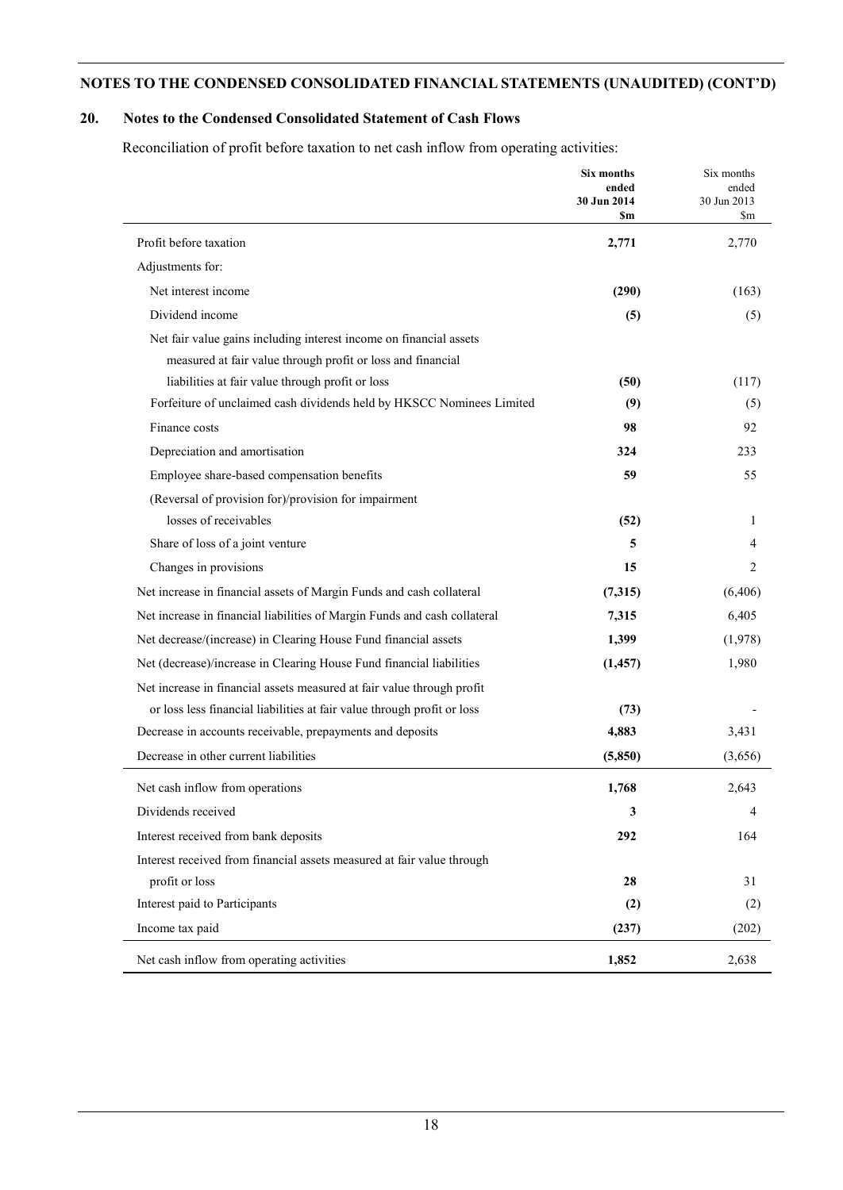## NOTES TO THE CONDENSED CONSOLIDATED FINANCIAL STATEMENTS (UNAUDITED) (CONT'D)

### 20. Notes to the Condensed Consolidated Statement of Cash Flows

Reconciliation of profit before taxation to net cash inflow from operating activities:

| | **Six months ended 30 Jun 2014 $m** | Six months ended 30 Jun 2013 $m |
|---|---|---|
| Profit before taxation | **2,771** | 2,770 |
| Adjustments for: | | |
| Net interest income | **(290)** | (163) |
| Dividend income | **(5)** | (5) |
| Net fair value gains including interest income on financial assets measured at fair value through profit or loss and financial liabilities at fair value through profit or loss | **(50)** | (117) |
| Forfeiture of unclaimed cash dividends held by HKSCC Nominees Limited | **(9)** | (5) |
| Finance costs | **98** | 92 |
| Depreciation and amortisation | **324** | 233 |
| Employee share-based compensation benefits | **59** | 55 |
| (Reversal of provision for)/provision for impairment losses of receivables | **(52)** | 1 |
| Share of loss of a joint venture | **5** | 4 |
| Changes in provisions | **15** | 2 |
| Net increase in financial assets of Margin Funds and cash collateral | **(7,315)** | (6,406) |
| Net increase in financial liabilities of Margin Funds and cash collateral | **7,315** | 6,405 |
| Net decrease/(increase) in Clearing House Fund financial assets | **1,399** | (1,978) |
| Net (decrease)/increase in Clearing House Fund financial liabilities | **(1,457)** | 1,980 |
| Net increase in financial assets measured at fair value through profit or loss less financial liabilities at fair value through profit or loss | **(73)** | - |
| Decrease in accounts receivable, prepayments and deposits | **4,883** | 3,431 |
| Decrease in other current liabilities | **(5,850)** | (3,656) |
| Net cash inflow from operations | **1,768** | 2,643 |
| Dividends received | **3** | 4 |
| Interest received from bank deposits | **292** | 164 |
| Interest received from financial assets measured at fair value through profit or loss | **28** | 31 |
| Interest paid to Participants | **(2)** | (2) |
| Income tax paid | **(237)** | (202) |
| Net cash inflow from operating activities | **1,852** | 2,638 |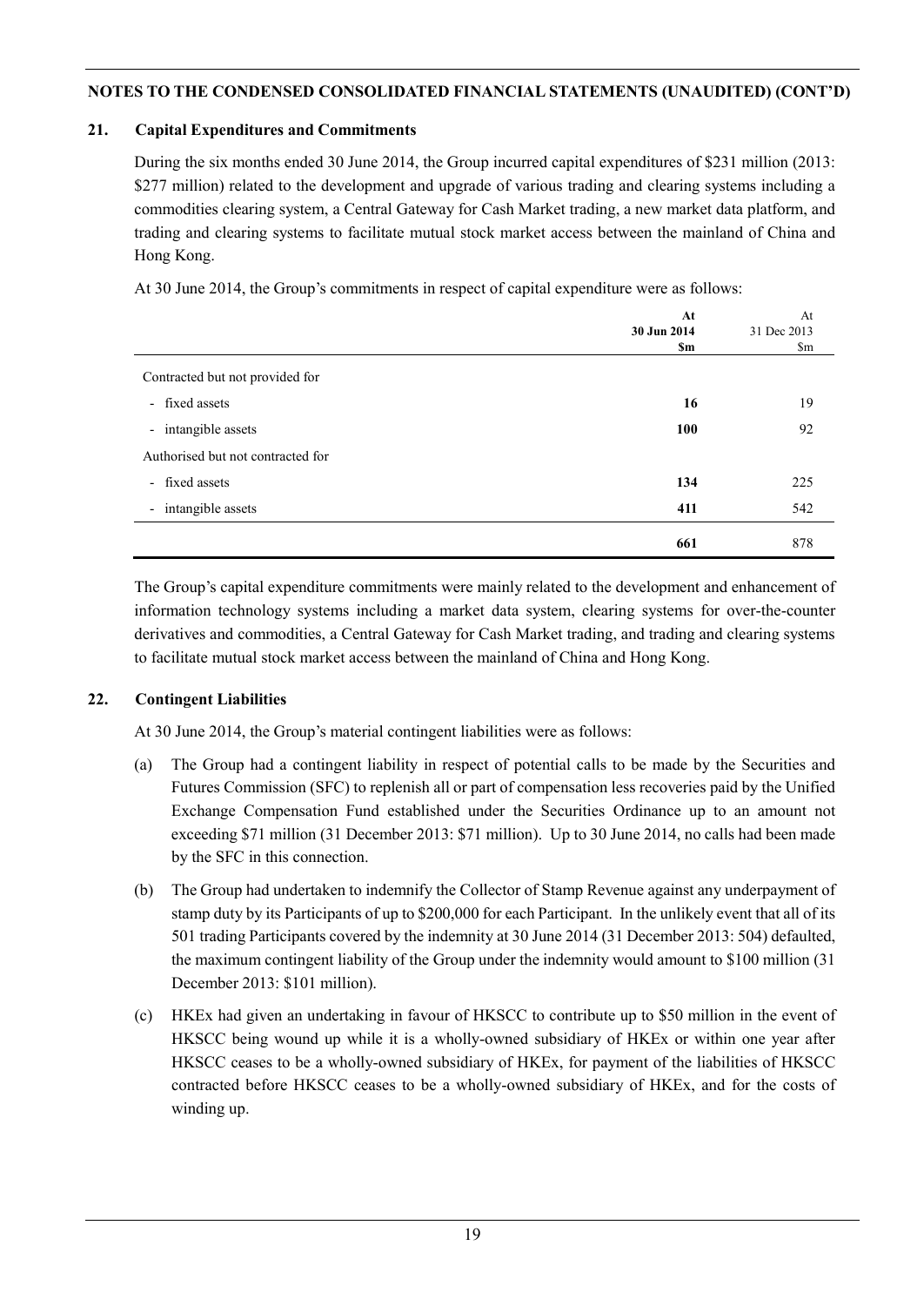## 21. Capital Expenditures and Commitments

During the six months ended 30 June 2014, the Group incurred capital expenditures of $231 million (2013: $277 million) related to the development and upgrade of various trading and clearing systems including a commodities clearing system, a Central Gateway for Cash Market trading, a new market data platform, and trading and clearing systems to facilitate mutual stock market access between the mainland of China and Hong Kong.

At 30 June 2014, the Group's commitments in respect of capital expenditure were as follows:

| | **At 30 Jun 2014 $m** | At 31 Dec 2013 $m |
|---|---|---|
| Contracted but not provided for | | |
| - fixed assets | **16** | 19 |
| - intangible assets | **100** | 92 |
| Authorised but not contracted for | | |
| - fixed assets | **134** | 225 |
| - intangible assets | **411** | 542 |
| | **661** | 878 |

The Group's capital expenditure commitments were mainly related to the development and enhancement of information technology systems including a market data system, clearing systems for over-the-counter derivatives and commodities, a Central Gateway for Cash Market trading, and trading and clearing systems to facilitate mutual stock market access between the mainland of China and Hong Kong.

## 22. Contingent Liabilities

At 30 June 2014, the Group's material contingent liabilities were as follows:

(a) The Group had a contingent liability in respect of potential calls to be made by the Securities and Futures Commission (SFC) to replenish all or part of compensation less recoveries paid by the Unified Exchange Compensation Fund established under the Securities Ordinance up to an amount not exceeding $71 million (31 December 2013: $71 million). Up to 30 June 2014, no calls had been made by the SFC in this connection.

(b) The Group had undertaken to indemnify the Collector of Stamp Revenue against any underpayment of stamp duty by its Participants of up to $200,000 for each Participant. In the unlikely event that all of its 501 trading Participants covered by the indemnity at 30 June 2014 (31 December 2013: 504) defaulted, the maximum contingent liability of the Group under the indemnity would amount to $100 million (31 December 2013: $101 million).

(c) HKEx had given an undertaking in favour of HKSCC to contribute up to $50 million in the event of HKSCC being wound up while it is a wholly-owned subsidiary of HKEx or within one year after HKSCC ceases to be a wholly-owned subsidiary of HKEx, for payment of the liabilities of HKSCC contracted before HKSCC ceases to be a wholly-owned subsidiary of HKEx, and for the costs of winding up.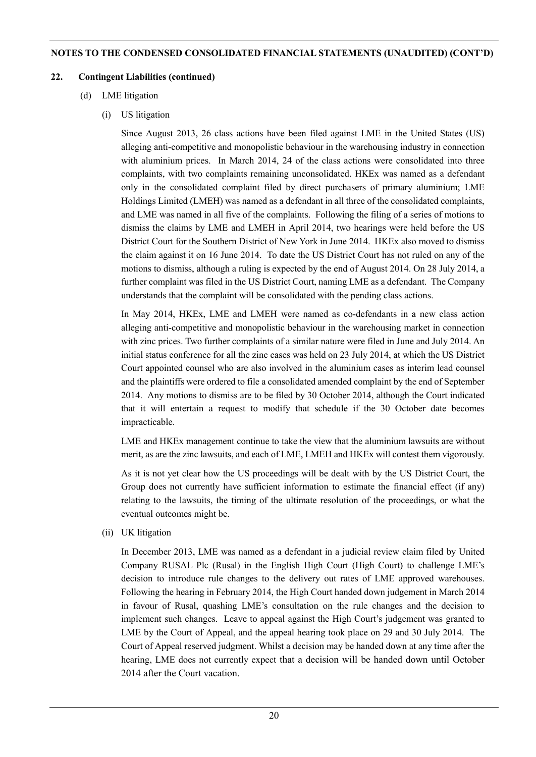**NOTES TO THE CONDENSED CONSOLIDATED FINANCIAL STATEMENTS (UNAUDITED) (CONT'D)**

**22. Contingent Liabilities (continued)**

(d) LME litigation

(i) US litigation

Since August 2013, 26 class actions have been filed against LME in the United States (US) alleging anti-competitive and monopolistic behaviour in the warehousing industry in connection with aluminium prices. In March 2014, 24 of the class actions were consolidated into three complaints, with two complaints remaining unconsolidated. HKEx was named as a defendant only in the consolidated complaint filed by direct purchasers of primary aluminium; LME Holdings Limited (LMEH) was named as a defendant in all three of the consolidated complaints, and LME was named in all five of the complaints. Following the filing of a series of motions to dismiss the claims by LME and LMEH in April 2014, two hearings were held before the US District Court for the Southern District of New York in June 2014. HKEx also moved to dismiss the claim against it on 16 June 2014. To date the US District Court has not ruled on any of the motions to dismiss, although a ruling is expected by the end of August 2014. On 28 July 2014, a further complaint was filed in the US District Court, naming LME as a defendant. The Company understands that the complaint will be consolidated with the pending class actions.

In May 2014, HKEx, LME and LMEH were named as co-defendants in a new class action alleging anti-competitive and monopolistic behaviour in the warehousing market in connection with zinc prices. Two further complaints of a similar nature were filed in June and July 2014. An initial status conference for all the zinc cases was held on 23 July 2014, at which the US District Court appointed counsel who are also involved in the aluminium cases as interim lead counsel and the plaintiffs were ordered to file a consolidated amended complaint by the end of September 2014. Any motions to dismiss are to be filed by 30 October 2014, although the Court indicated that it will entertain a request to modify that schedule if the 30 October date becomes impracticable.

LME and HKEx management continue to take the view that the aluminium lawsuits are without merit, as are the zinc lawsuits, and each of LME, LMEH and HKEx will contest them vigorously.

As it is not yet clear how the US proceedings will be dealt with by the US District Court, the Group does not currently have sufficient information to estimate the financial effect (if any) relating to the lawsuits, the timing of the ultimate resolution of the proceedings, or what the eventual outcomes might be.

(ii) UK litigation

In December 2013, LME was named as a defendant in a judicial review claim filed by United Company RUSAL Plc (Rusal) in the English High Court (High Court) to challenge LME's decision to introduce rule changes to the delivery out rates of LME approved warehouses. Following the hearing in February 2014, the High Court handed down judgement in March 2014 in favour of Rusal, quashing LME's consultation on the rule changes and the decision to implement such changes. Leave to appeal against the High Court's judgement was granted to LME by the Court of Appeal, and the appeal hearing took place on 29 and 30 July 2014. The Court of Appeal reserved judgment. Whilst a decision may be handed down at any time after the hearing, LME does not currently expect that a decision will be handed down until October 2014 after the Court vacation.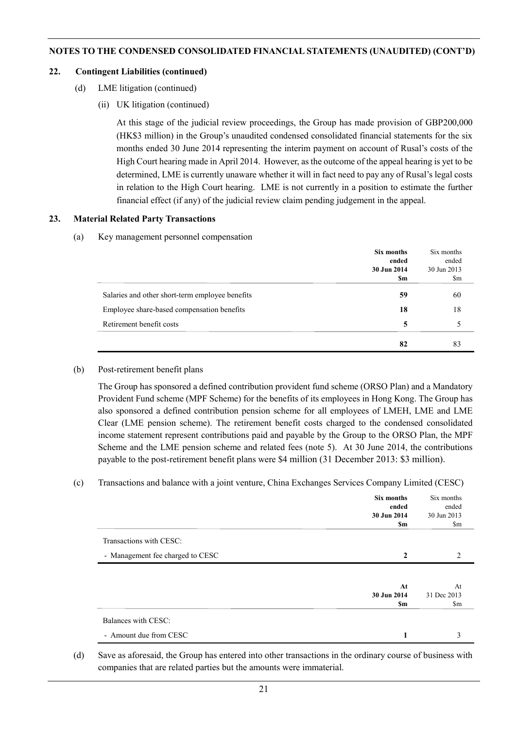**NOTES TO THE CONDENSED CONSOLIDATED FINANCIAL STATEMENTS (UNAUDITED) (CONT'D)**

**22. Contingent Liabilities (continued)**

(d) LME litigation (continued)

(ii) UK litigation (continued)

At this stage of the judicial review proceedings, the Group has made provision of GBP200,000 (HK$3 million) in the Group's unaudited condensed consolidated financial statements for the six months ended 30 June 2014 representing the interim payment on account of Rusal's costs of the High Court hearing made in April 2014. However, as the outcome of the appeal hearing is yet to be determined, LME is currently unaware whether it will in fact need to pay any of Rusal's legal costs in relation to the High Court hearing. LME is not currently in a position to estimate the further financial effect (if any) of the judicial review claim pending judgement in the appeal.

**23. Material Related Party Transactions**

(a) Key management personnel compensation

| | **Six months ended 30 Jun 2014 $m** | Six months ended 30 Jun 2013 $m |
|---|---|---|
| Salaries and other short-term employee benefits | **59** | 60 |
| Employee share-based compensation benefits | **18** | 18 |
| Retirement benefit costs | **5** | 5 |
| | **82** | 83 |

(b) Post-retirement benefit plans

The Group has sponsored a defined contribution provident fund scheme (ORSO Plan) and a Mandatory Provident Fund scheme (MPF Scheme) for the benefits of its employees in Hong Kong. The Group has also sponsored a defined contribution pension scheme for all employees of LMEH, LME and LME Clear (LME pension scheme). The retirement benefit costs charged to the condensed consolidated income statement represent contributions paid and payable by the Group to the ORSO Plan, the MPF Scheme and the LME pension scheme and related fees (note 5). At 30 June 2014, the contributions payable to the post-retirement benefit plans were $4 million (31 December 2013: $3 million).

(c) Transactions and balance with a joint venture, China Exchanges Services Company Limited (CESC)

| | **Six months ended 30 Jun 2014 $m** | Six months ended 30 Jun 2013 $m |
|---|---|---|
| Transactions with CESC: | | |
| - Management fee charged to CESC | **2** | 2 |

| | **At 30 Jun 2014 $m** | At 31 Dec 2013 $m |
|---|---|---|
| Balances with CESC: | | |
| - Amount due from CESC | **1** | 3 |

(d) Save as aforesaid, the Group has entered into other transactions in the ordinary course of business with companies that are related parties but the amounts were immaterial.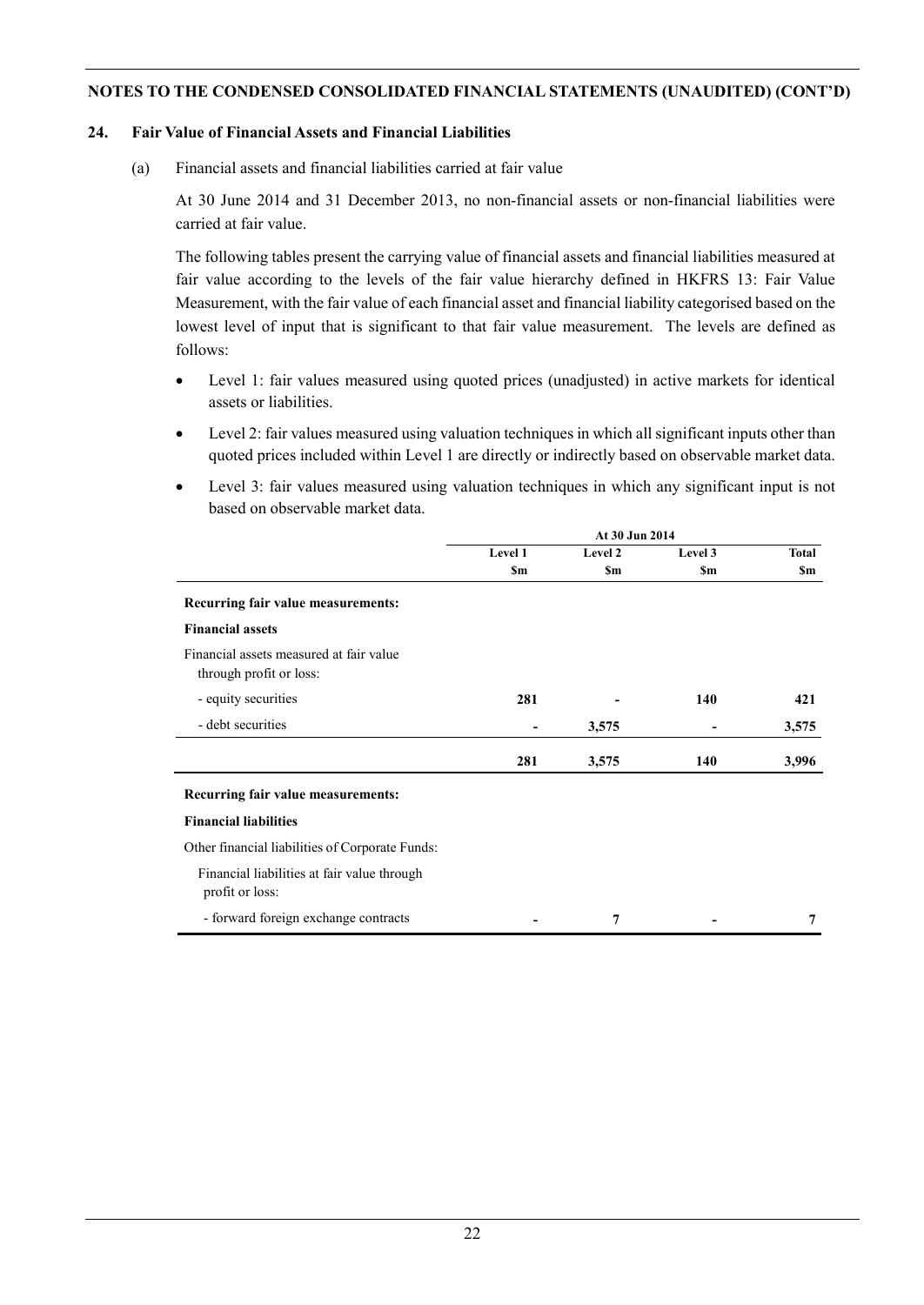## NOTES TO THE CONDENSED CONSOLIDATED FINANCIAL STATEMENTS (UNAUDITED) (CONT'D)

### 24. Fair Value of Financial Assets and Financial Liabilities

(a) Financial assets and financial liabilities carried at fair value

At 30 June 2014 and 31 December 2013, no non-financial assets or non-financial liabilities were carried at fair value.

The following tables present the carrying value of financial assets and financial liabilities measured at fair value according to the levels of the fair value hierarchy defined in HKFRS 13: Fair Value Measurement, with the fair value of each financial asset and financial liability categorised based on the lowest level of input that is significant to that fair value measurement. The levels are defined as follows:

- Level 1: fair values measured using quoted prices (unadjusted) in active markets for identical assets or liabilities.
- Level 2: fair values measured using valuation techniques in which all significant inputs other than quoted prices included within Level 1 are directly or indirectly based on observable market data.
- Level 3: fair values measured using valuation techniques in which any significant input is not based on observable market data.

| | At 30 Jun 2014 | | | |
|---|---|---|---|---|
| | Level 1 | Level 2 | Level 3 | Total |
| | $m | $m | $m | $m |
| **Recurring fair value measurements:** | | | | |
| **Financial assets** | | | | |
| Financial assets measured at fair value through profit or loss: | | | | |
| - equity securities | **281** | **-** | **140** | **421** |
| - debt securities | **-** | **3,575** | **-** | **3,575** |
| | **281** | **3,575** | **140** | **3,996** |
| **Recurring fair value measurements:** | | | | |
| **Financial liabilities** | | | | |
| Other financial liabilities of Corporate Funds: | | | | |
| Financial liabilities at fair value through profit or loss: | | | | |
| - forward foreign exchange contracts | **-** | **7** | **-** | **7** |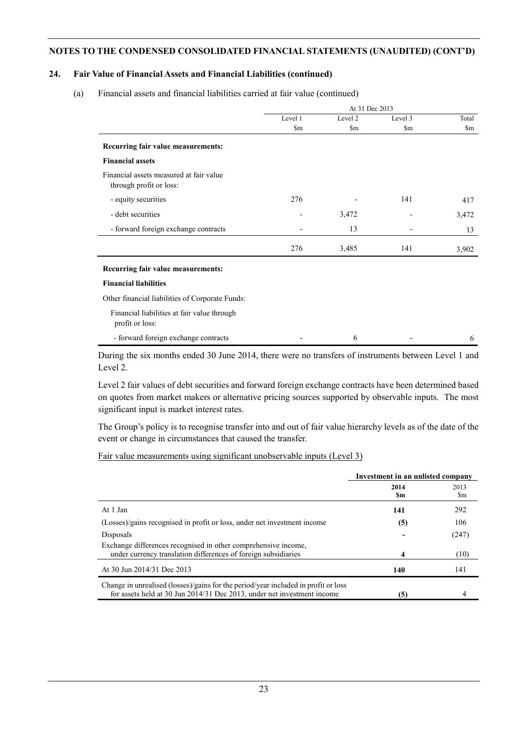**NOTES TO THE CONDENSED CONSOLIDATED FINANCIAL STATEMENTS (UNAUDITED) (CONT'D)**

## 24. Fair Value of Financial Assets and Financial Liabilities (continued)

(a) Financial assets and financial liabilities carried at fair value (continued)

| | At 31 Dec 2013 | | | |
|---|---|---|---|---|
| | Level 1 | Level 2 | Level 3 | Total |
| | $m | $m | $m | $m |
| **Recurring fair value measurements:** | | | | |
| **Financial assets** | | | | |
| Financial assets measured at fair value through profit or loss: | | | | |
| - equity securities | 276 | - | 141 | 417 |
| - debt securities | - | 3,472 | - | 3,472 |
| - forward foreign exchange contracts | - | 13 | - | 13 |
| | 276 | 3,485 | 141 | 3,902 |
| **Recurring fair value measurements:** | | | | |
| **Financial liabilities** | | | | |
| Other financial liabilities of Corporate Funds: | | | | |
| Financial liabilities at fair value through profit or loss: | | | | |
| - forward foreign exchange contracts | - | 6 | - | 6 |

During the six months ended 30 June 2014, there were no transfers of instruments between Level 1 and Level 2.

Level 2 fair values of debt securities and forward foreign exchange contracts have been determined based on quotes from market makers or alternative pricing sources supported by observable inputs. The most significant input is market interest rates.

The Group's policy is to recognise transfer into and out of fair value hierarchy levels as of the date of the event or change in circumstances that caused the transfer.

Fair value measurements using significant unobservable inputs (Level 3)

| | Investment in an unlisted company | |
|---|---|---|
| | **2014** **$m** | 2013 $m |
| At 1 Jan | **141** | 292 |
| (Losses)/gains recognised in profit or loss, under net investment income | **(5)** | 106 |
| Disposals | **-** | (247) |
| Exchange differences recognised in other comprehensive income, under currency translation differences of foreign subsidiaries | **4** | (10) |
| At 30 Jun 2014/31 Dec 2013 | **140** | 141 |
| Change in unrealised (losses)/gains for the period/year included in profit or loss for assets held at 30 Jun 2014/31 Dec 2013, under net investment income | **(5)** | 4 |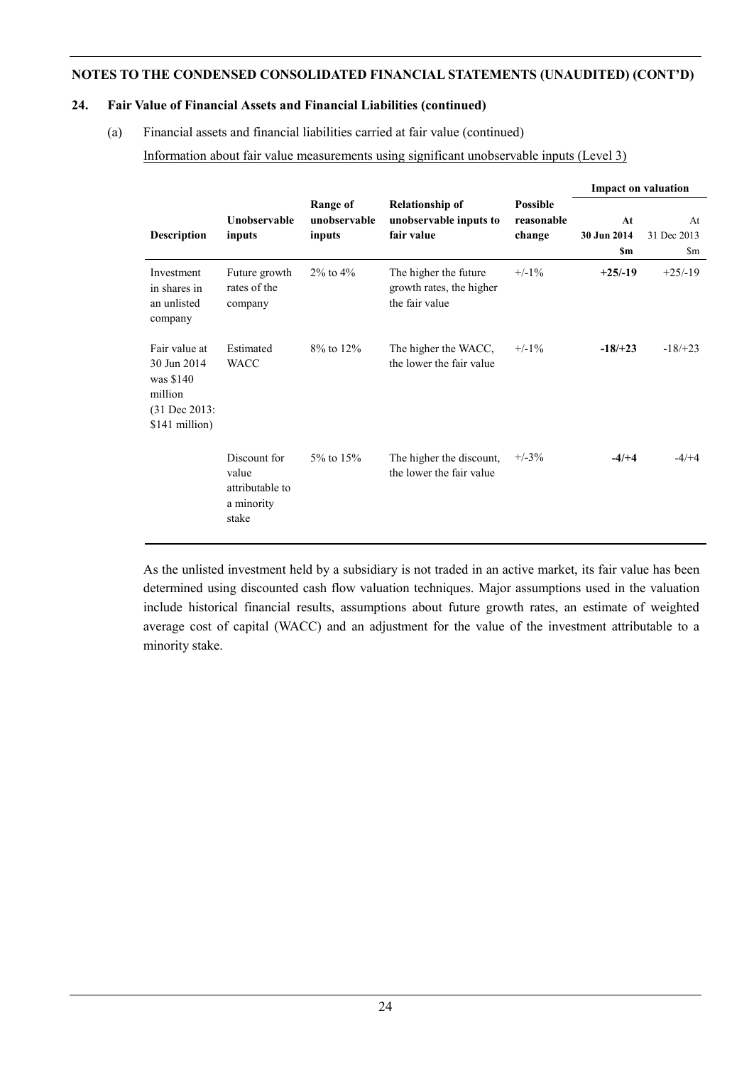**NOTES TO THE CONDENSED CONSOLIDATED FINANCIAL STATEMENTS (UNAUDITED) (CONT'D)**

**24. Fair Value of Financial Assets and Financial Liabilities (continued)**

(a) Financial assets and financial liabilities carried at fair value (continued)

Information about fair value measurements using significant unobservable inputs (Level 3)

| Description | Unobservable inputs | Range of unobservable inputs | Relationship of unobservable inputs to fair value | Possible reasonable change | Impact on valuation | |
|---|---|---|---|---|---|---|
| | | | | | **At 30 Jun 2014 $m** | At 31 Dec 2013 $m |
| Investment in shares in an unlisted company | Future growth rates of the company | 2% to 4% | The higher the future growth rates, the higher the fair value | +/-1% | **+25/-19** | +25/-19 |
| Fair value at 30 Jun 2014 was $140 million (31 Dec 2013: $141 million) | Estimated WACC | 8% to 12% | The higher the WACC, the lower the fair value | +/-1% | **-18/+23** | -18/+23 |
| | Discount for value attributable to a minority stake | 5% to 15% | The higher the discount, the lower the fair value | +/-3% | **-4/+4** | -4/+4 |

As the unlisted investment held by a subsidiary is not traded in an active market, its fair value has been determined using discounted cash flow valuation techniques. Major assumptions used in the valuation include historical financial results, assumptions about future growth rates, an estimate of weighted average cost of capital (WACC) and an adjustment for the value of the investment attributable to a minority stake.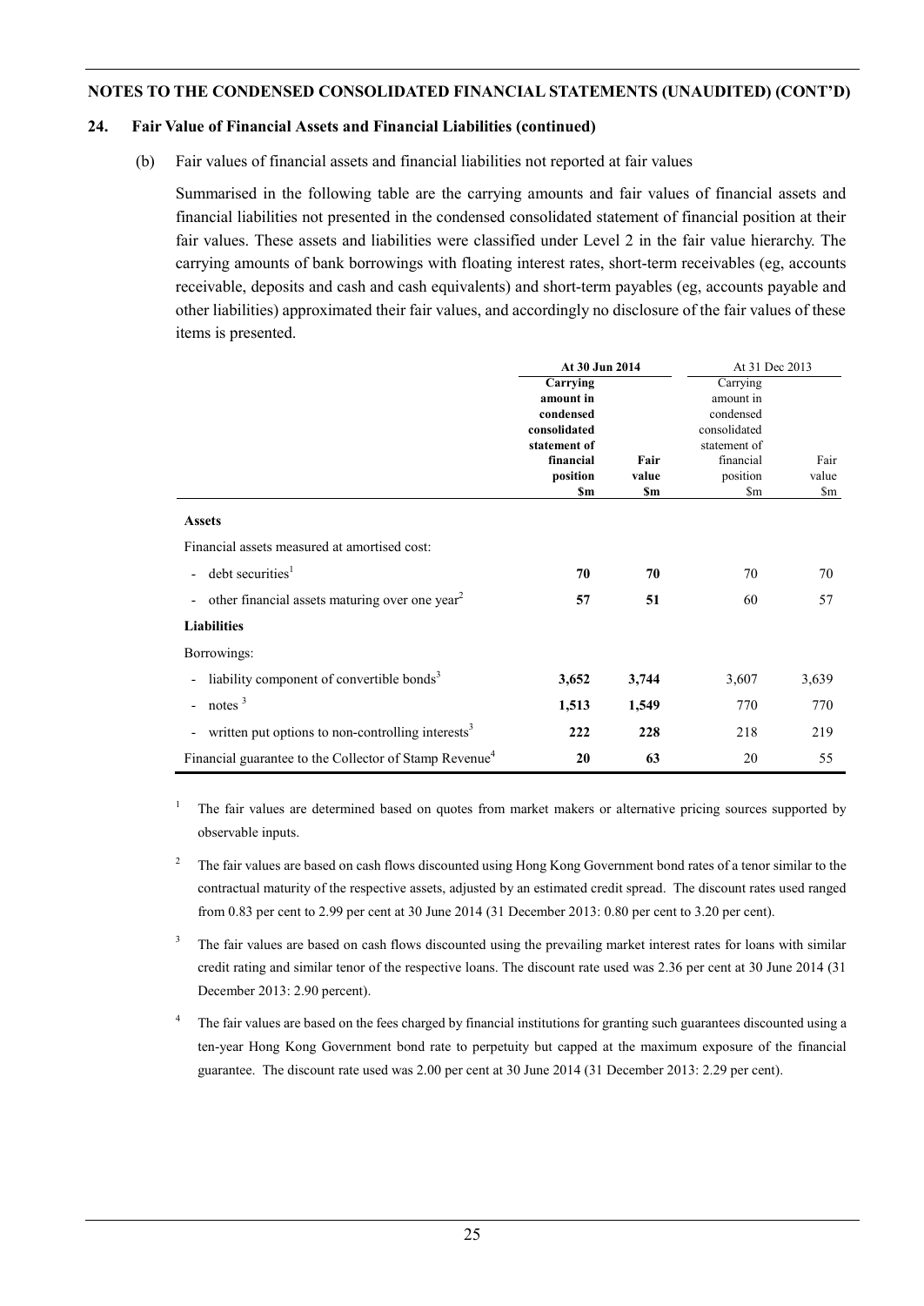**NOTES TO THE CONDENSED CONSOLIDATED FINANCIAL STATEMENTS (UNAUDITED) (CONT'D)**

**24. Fair Value of Financial Assets and Financial Liabilities (continued)**

(b) Fair values of financial assets and financial liabilities not reported at fair values

Summarised in the following table are the carrying amounts and fair values of financial assets and financial liabilities not presented in the condensed consolidated statement of financial position at their fair values. These assets and liabilities were classified under Level 2 in the fair value hierarchy. The carrying amounts of bank borrowings with floating interest rates, short-term receivables (eg, accounts receivable, deposits and cash and cash equivalents) and short-term payables (eg, accounts payable and other liabilities) approximated their fair values, and accordingly no disclosure of the fair values of these items is presented.

| | **At 30 Jun 2014** | | At 31 Dec 2013 | |
|---|---|---|---|---|
| | **Carrying amount in condensed consolidated statement of financial position $m** | **Fair value $m** | Carrying amount in condensed consolidated statement of financial position $m | Fair value $m |
| **Assets** | | | | |
| Financial assets measured at amortised cost: | | | | |
| - debt securities[1] | **70** | **70** | 70 | 70 |
| - other financial assets maturing over one year[2] | **57** | **51** | 60 | 57 |
| **Liabilities** | | | | |
| Borrowings: | | | | |
| - liability component of convertible bonds[3] | **3,652** | **3,744** | 3,607 | 3,639 |
| - notes [3] | **1,513** | **1,549** | 770 | 770 |
| - written put options to non-controlling interests[3] | **222** | **228** | 218 | 219 |
| Financial guarantee to the Collector of Stamp Revenue[4] | **20** | **63** | 20 | 55 |

[1] The fair values are determined based on quotes from market makers or alternative pricing sources supported by observable inputs.

[2] The fair values are based on cash flows discounted using Hong Kong Government bond rates of a tenor similar to the contractual maturity of the respective assets, adjusted by an estimated credit spread. The discount rates used ranged from 0.83 per cent to 2.99 per cent at 30 June 2014 (31 December 2013: 0.80 per cent to 3.20 per cent).

[3] The fair values are based on cash flows discounted using the prevailing market interest rates for loans with similar credit rating and similar tenor of the respective loans. The discount rate used was 2.36 per cent at 30 June 2014 (31 December 2013: 2.90 percent).

[4] The fair values are based on the fees charged by financial institutions for granting such guarantees discounted using a ten-year Hong Kong Government bond rate to perpetuity but capped at the maximum exposure of the financial guarantee. The discount rate used was 2.00 per cent at 30 June 2014 (31 December 2013: 2.29 per cent).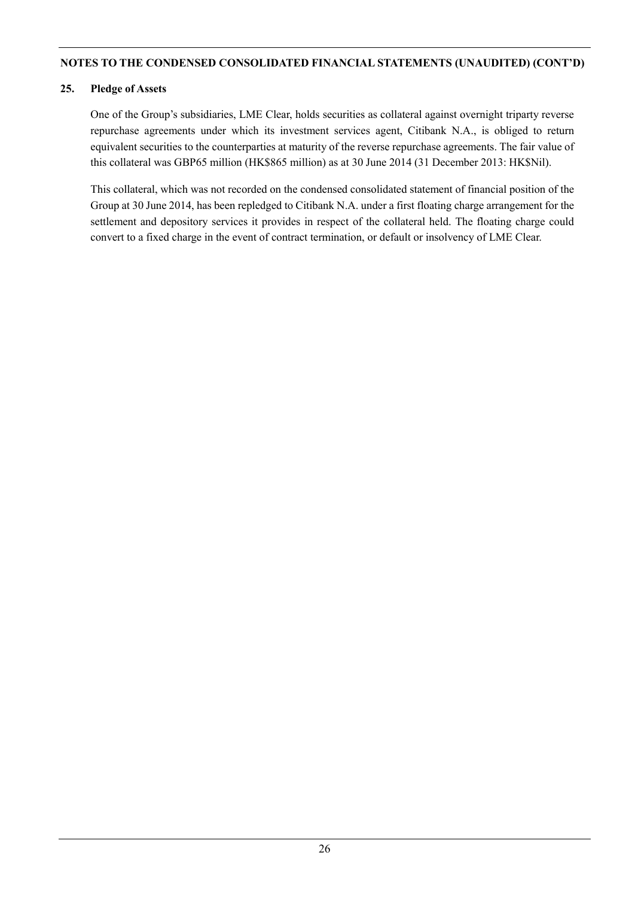**NOTES TO THE CONDENSED CONSOLIDATED FINANCIAL STATEMENTS (UNAUDITED) (CONT'D)**

## 25. Pledge of Assets

One of the Group's subsidiaries, LME Clear, holds securities as collateral against overnight triparty reverse repurchase agreements under which its investment services agent, Citibank N.A., is obliged to return equivalent securities to the counterparties at maturity of the reverse repurchase agreements. The fair value of this collateral was GBP65 million (HK$865 million) as at 30 June 2014 (31 December 2013: HK$Nil).

This collateral, which was not recorded on the condensed consolidated statement of financial position of the Group at 30 June 2014, has been repledged to Citibank N.A. under a first floating charge arrangement for the settlement and depository services it provides in respect of the collateral held. The floating charge could convert to a fixed charge in the event of contract termination, or default or insolvency of LME Clear.